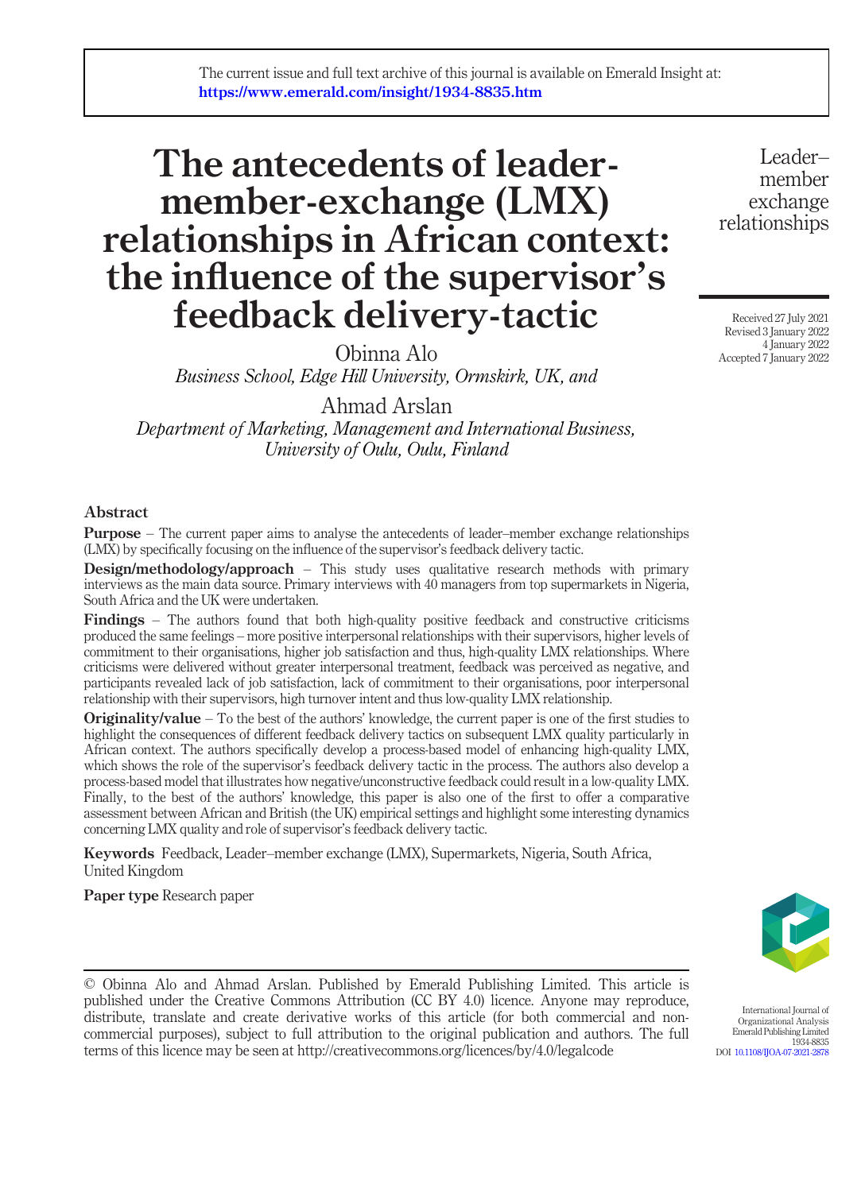The current issue and full text archive of this journal is available on Emerald Insight at: https://www.emerald.com/insight/1934-8835.htm

# The antecedents of leader-member-exchange (LMX) relationships in African context: the influence of the supervisor's feedback delivery-tactic

Obinna Alo

*Business School, Edge Hill University, Ormskirk, UK, and*

Ahmad Arslan

*Department of Marketing, Management and International Business, University of Oulu, Oulu, Finland*

Received 27 July 2021
Revised 3 January 2022
4 January 2022
Accepted 7 January 2022

## Abstract

**Purpose** – The current paper aims to analyse the antecedents of leader–member exchange relationships (LMX) by specifically focusing on the influence of the supervisor's feedback delivery tactic.

**Design/methodology/approach** – This study uses qualitative research methods with primary interviews as the main data source. Primary interviews with 40 managers from top supermarkets in Nigeria, South Africa and the UK were undertaken.

**Findings** – The authors found that both high-quality positive feedback and constructive criticisms produced the same feelings – more positive interpersonal relationships with their supervisors, higher levels of commitment to their organisations, higher job satisfaction and thus, high-quality LMX relationships. Where criticisms were delivered without greater interpersonal treatment, feedback was perceived as negative, and participants revealed lack of job satisfaction, lack of commitment to their organisations, poor interpersonal relationship with their supervisors, high turnover intent and thus low-quality LMX relationship.

**Originality/value** – To the best of the authors' knowledge, the current paper is one of the first studies to highlight the consequences of different feedback delivery tactics on subsequent LMX quality particularly in African context. The authors specifically develop a process-based model of enhancing high-quality LMX, which shows the role of the supervisor's feedback delivery tactic in the process. The authors also develop a process-based model that illustrates how negative/unconstructive feedback could result in a low-quality LMX. Finally, to the best of the authors' knowledge, this paper is also one of the first to offer a comparative assessment between African and British (the UK) empirical settings and highlight some interesting dynamics concerning LMX quality and role of supervisor's feedback delivery tactic.

**Keywords** Feedback, Leader–member exchange (LMX), Supermarkets, Nigeria, South Africa, United Kingdom

**Paper type** Research paper

© Obinna Alo and Ahmad Arslan. Published by Emerald Publishing Limited. This article is published under the Creative Commons Attribution (CC BY 4.0) licence. Anyone may reproduce, distribute, translate and create derivative works of this article (for both commercial and non-commercial purposes), subject to full attribution to the original publication and authors. The full terms of this licence may be seen at http://creativecommons.org/licences/by/4.0/legalcode

International Journal of Organizational Analysis
Emerald Publishing Limited
1934-8835
DOI 10.1108/IJOA-07-2021-2878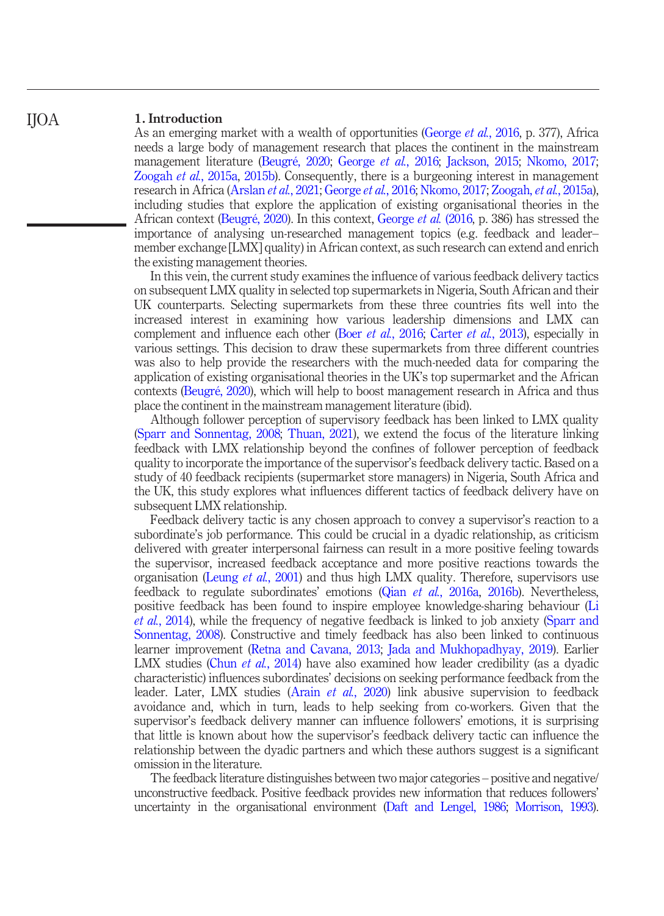## 1. Introduction

As an emerging market with a wealth of opportunities (George *et al.*, 2016, p. 377), Africa needs a large body of management research that places the continent in the mainstream management literature (Beugré, 2020; George *et al.*, 2016; Jackson, 2015; Nkomo, 2017; Zoogah *et al.*, 2015a, 2015b). Consequently, there is a burgeoning interest in management research in Africa (Arslan *et al.*, 2021; George *et al.*, 2016; Nkomo, 2017; Zoogah, *et al.*, 2015a), including studies that explore the application of existing organisational theories in the African context (Beugré, 2020). In this context, George *et al.* (2016, p. 386) has stressed the importance of analysing un-researched management topics (e.g. feedback and leader–member exchange [LMX] quality) in African context, as such research can extend and enrich the existing management theories.

In this vein, the current study examines the influence of various feedback delivery tactics on subsequent LMX quality in selected top supermarkets in Nigeria, South African and their UK counterparts. Selecting supermarkets from these three countries fits well into the increased interest in examining how various leadership dimensions and LMX can complement and influence each other (Boer *et al.*, 2016; Carter *et al.*, 2013), especially in various settings. This decision to draw these supermarkets from three different countries was also to help provide the researchers with the much-needed data for comparing the application of existing organisational theories in the UK's top supermarket and the African contexts (Beugré, 2020), which will help to boost management research in Africa and thus place the continent in the mainstream management literature (ibid).

Although follower perception of supervisory feedback has been linked to LMX quality (Sparr and Sonnentag, 2008; Thuan, 2021), we extend the focus of the literature linking feedback with LMX relationship beyond the confines of follower perception of feedback quality to incorporate the importance of the supervisor's feedback delivery tactic. Based on a study of 40 feedback recipients (supermarket store managers) in Nigeria, South Africa and the UK, this study explores what influences different tactics of feedback delivery have on subsequent LMX relationship.

Feedback delivery tactic is any chosen approach to convey a supervisor's reaction to a subordinate's job performance. This could be crucial in a dyadic relationship, as criticism delivered with greater interpersonal fairness can result in a more positive feeling towards the supervisor, increased feedback acceptance and more positive reactions towards the organisation (Leung *et al.*, 2001) and thus high LMX quality. Therefore, supervisors use feedback to regulate subordinates' emotions (Qian *et al.*, 2016a, 2016b). Nevertheless, positive feedback has been found to inspire employee knowledge-sharing behaviour (Li *et al.*, 2014), while the frequency of negative feedback is linked to job anxiety (Sparr and Sonnentag, 2008). Constructive and timely feedback has also been linked to continuous learner improvement (Retna and Cavana, 2013; Jada and Mukhopadhyay, 2019). Earlier LMX studies (Chun *et al.*, 2014) have also examined how leader credibility (as a dyadic characteristic) influences subordinates' decisions on seeking performance feedback from the leader. Later, LMX studies (Arain *et al.*, 2020) link abusive supervision to feedback avoidance and, which in turn, leads to help seeking from co-workers. Given that the supervisor's feedback delivery manner can influence followers' emotions, it is surprising that little is known about how the supervisor's feedback delivery tactic can influence the relationship between the dyadic partners and which these authors suggest is a significant omission in the literature.

The feedback literature distinguishes between two major categories – positive and negative/unconstructive feedback. Positive feedback provides new information that reduces followers' uncertainty in the organisational environment (Daft and Lengel, 1986; Morrison, 1993).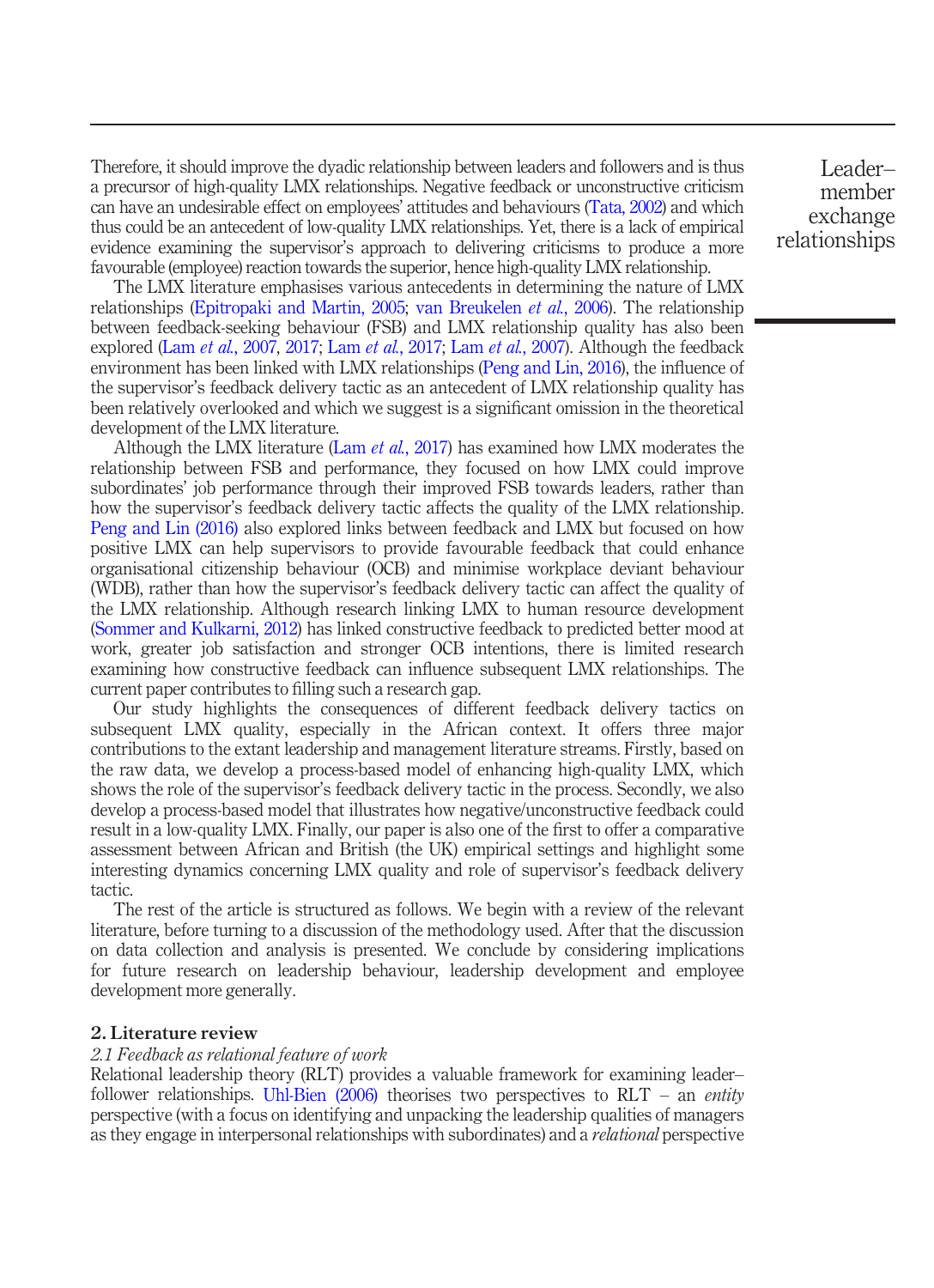Therefore, it should improve the dyadic relationship between leaders and followers and is thus a precursor of high-quality LMX relationships. Negative feedback or unconstructive criticism can have an undesirable effect on employees' attitudes and behaviours (Tata, 2002) and which thus could be an antecedent of low-quality LMX relationships. Yet, there is a lack of empirical evidence examining the supervisor's approach to delivering criticisms to produce a more favourable (employee) reaction towards the superior, hence high-quality LMX relationship.

The LMX literature emphasises various antecedents in determining the nature of LMX relationships (Epitropaki and Martin, 2005; van Breukelen *et al.*, 2006). The relationship between feedback-seeking behaviour (FSB) and LMX relationship quality has also been explored (Lam *et al.*, 2007, 2017; Lam *et al.*, 2017; Lam *et al.*, 2007). Although the feedback environment has been linked with LMX relationships (Peng and Lin, 2016), the influence of the supervisor's feedback delivery tactic as an antecedent of LMX relationship quality has been relatively overlooked and which we suggest is a significant omission in the theoretical development of the LMX literature.

Although the LMX literature (Lam *et al.*, 2017) has examined how LMX moderates the relationship between FSB and performance, they focused on how LMX could improve subordinates' job performance through their improved FSB towards leaders, rather than how the supervisor's feedback delivery tactic affects the quality of the LMX relationship. Peng and Lin (2016) also explored links between feedback and LMX but focused on how positive LMX can help supervisors to provide favourable feedback that could enhance organisational citizenship behaviour (OCB) and minimise workplace deviant behaviour (WDB), rather than how the supervisor's feedback delivery tactic can affect the quality of the LMX relationship. Although research linking LMX to human resource development (Sommer and Kulkarni, 2012) has linked constructive feedback to predicted better mood at work, greater job satisfaction and stronger OCB intentions, there is limited research examining how constructive feedback can influence subsequent LMX relationships. The current paper contributes to filling such a research gap.

Our study highlights the consequences of different feedback delivery tactics on subsequent LMX quality, especially in the African context. It offers three major contributions to the extant leadership and management literature streams. Firstly, based on the raw data, we develop a process-based model of enhancing high-quality LMX, which shows the role of the supervisor's feedback delivery tactic in the process. Secondly, we also develop a process-based model that illustrates how negative/unconstructive feedback could result in a low-quality LMX. Finally, our paper is also one of the first to offer a comparative assessment between African and British (the UK) empirical settings and highlight some interesting dynamics concerning LMX quality and role of supervisor's feedback delivery tactic.

The rest of the article is structured as follows. We begin with a review of the relevant literature, before turning to a discussion of the methodology used. After that the discussion on data collection and analysis is presented. We conclude by considering implications for future research on leadership behaviour, leadership development and employee development more generally.

## 2. Literature review

### *2.1 Feedback as relational feature of work*

Relational leadership theory (RLT) provides a valuable framework for examining leader–follower relationships. Uhl-Bien (2006) theorises two perspectives to RLT – an *entity* perspective (with a focus on identifying and unpacking the leadership qualities of managers as they engage in interpersonal relationships with subordinates) and a *relational* perspective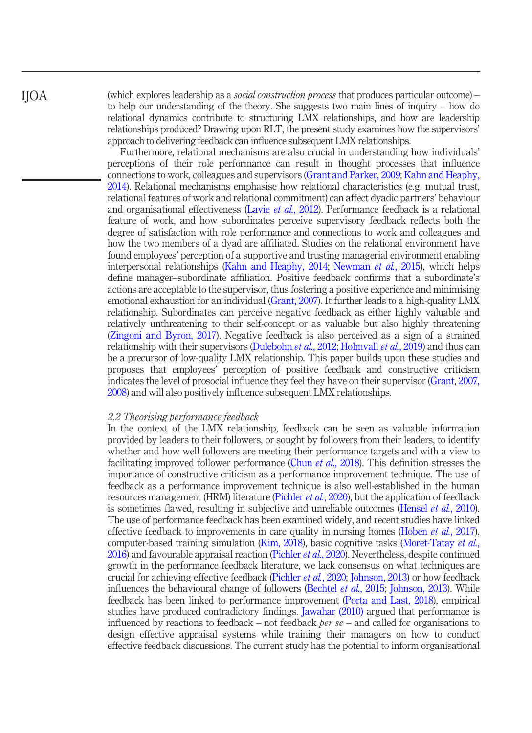(which explores leadership as a *social construction process* that produces particular outcome) – to help our understanding of the theory. She suggests two main lines of inquiry – how do relational dynamics contribute to structuring LMX relationships, and how are leadership relationships produced? Drawing upon RLT, the present study examines how the supervisors' approach to delivering feedback can influence subsequent LMX relationships.

Furthermore, relational mechanisms are also crucial in understanding how individuals' perceptions of their role performance can result in thought processes that influence connections to work, colleagues and supervisors (Grant and Parker, 2009; Kahn and Heaphy, 2014). Relational mechanisms emphasise how relational characteristics (e.g. mutual trust, relational features of work and relational commitment) can affect dyadic partners' behaviour and organisational effectiveness (Lavie *et al.*, 2012). Performance feedback is a relational feature of work, and how subordinates perceive supervisory feedback reflects both the degree of satisfaction with role performance and connections to work and colleagues and how the two members of a dyad are affiliated. Studies on the relational environment have found employees' perception of a supportive and trusting managerial environment enabling interpersonal relationships (Kahn and Heaphy, 2014; Newman *et al.*, 2015), which helps define manager–subordinate affiliation. Positive feedback confirms that a subordinate's actions are acceptable to the supervisor, thus fostering a positive experience and minimising emotional exhaustion for an individual (Grant, 2007). It further leads to a high-quality LMX relationship. Subordinates can perceive negative feedback as either highly valuable and relatively unthreatening to their self-concept or as valuable but also highly threatening (Zingoni and Byron, 2017). Negative feedback is also perceived as a sign of a strained relationship with their supervisors (Dulebohn *et al.*, 2012; Holmvall *et al.*, 2019) and thus can be a precursor of low-quality LMX relationship. This paper builds upon these studies and proposes that employees' perception of positive feedback and constructive criticism indicates the level of prosocial influence they feel they have on their supervisor (Grant, 2007, 2008) and will also positively influence subsequent LMX relationships.

### *2.2 Theorising performance feedback*

In the context of the LMX relationship, feedback can be seen as valuable information provided by leaders to their followers, or sought by followers from their leaders, to identify whether and how well followers are meeting their performance targets and with a view to facilitating improved follower performance (Chun *et al.*, 2018). This definition stresses the importance of constructive criticism as a performance improvement technique. The use of feedback as a performance improvement technique is also well-established in the human resources management (HRM) literature (Pichler *et al.*, 2020), but the application of feedback is sometimes flawed, resulting in subjective and unreliable outcomes (Hensel *et al.*, 2010). The use of performance feedback has been examined widely, and recent studies have linked effective feedback to improvements in care quality in nursing homes (Hoben *et al.*, 2017), computer-based training simulation (Kim, 2018), basic cognitive tasks (Moret-Tatay *et al.*, 2016) and favourable appraisal reaction (Pichler *et al.*, 2020). Nevertheless, despite continued growth in the performance feedback literature, we lack consensus on what techniques are crucial for achieving effective feedback (Pichler *et al.*, 2020; Johnson, 2013) or how feedback influences the behavioural change of followers (Bechtel *et al.*, 2015; Johnson, 2013). While feedback has been linked to performance improvement (Porta and Last, 2018), empirical studies have produced contradictory findings. Jawahar (2010) argued that performance is influenced by reactions to feedback – not feedback *per se* – and called for organisations to design effective appraisal systems while training their managers on how to conduct effective feedback discussions. The current study has the potential to inform organisational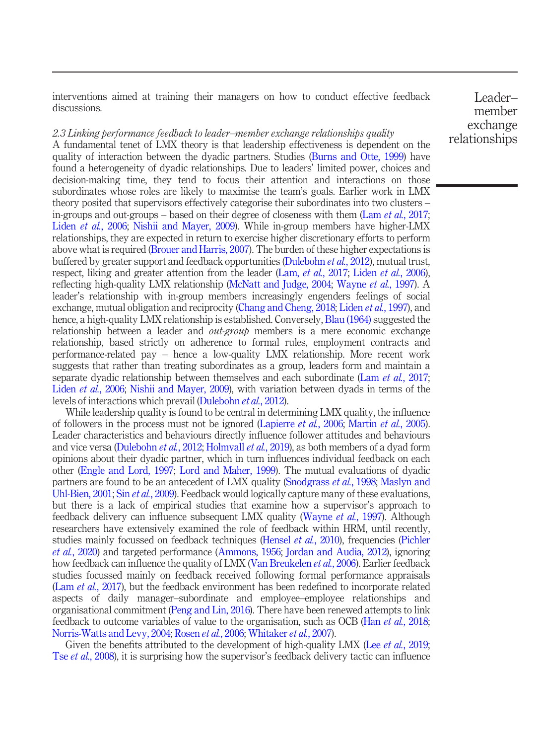interventions aimed at training their managers on how to conduct effective feedback discussions.

### *2.3 Linking performance feedback to leader–member exchange relationships quality*

A fundamental tenet of LMX theory is that leadership effectiveness is dependent on the quality of interaction between the dyadic partners. Studies (Burns and Otte, 1999) have found a heterogeneity of dyadic relationships. Due to leaders' limited power, choices and decision-making time, they tend to focus their attention and interactions on those subordinates whose roles are likely to maximise the team's goals. Earlier work in LMX theory posited that supervisors effectively categorise their subordinates into two clusters – in-groups and out-groups – based on their degree of closeness with them (Lam *et al.*, 2017; Liden *et al.*, 2006; Nishii and Mayer, 2009). While in-group members have higher-LMX relationships, they are expected in return to exercise higher discretionary efforts to perform above what is required (Brouer and Harris, 2007). The burden of these higher expectations is buffered by greater support and feedback opportunities (Dulebohn *et al.*, 2012), mutual trust, respect, liking and greater attention from the leader (Lam, *et al.*, 2017; Liden *et al.*, 2006), reflecting high-quality LMX relationship (McNatt and Judge, 2004; Wayne *et al.*, 1997). A leader's relationship with in-group members increasingly engenders feelings of social exchange, mutual obligation and reciprocity (Chang and Cheng, 2018; Liden *et al.*, 1997), and hence, a high-quality LMX relationship is established. Conversely, Blau (1964) suggested the relationship between a leader and *out-group* members is a mere economic exchange relationship, based strictly on adherence to formal rules, employment contracts and performance-related pay – hence a low-quality LMX relationship. More recent work suggests that rather than treating subordinates as a group, leaders form and maintain a separate dyadic relationship between themselves and each subordinate (Lam *et al.*, 2017; Liden *et al.*, 2006; Nishii and Mayer, 2009), with variation between dyads in terms of the levels of interactions which prevail (Dulebohn *et al.*, 2012).

While leadership quality is found to be central in determining LMX quality, the influence of followers in the process must not be ignored (Lapierre *et al.*, 2006; Martin *et al.*, 2005). Leader characteristics and behaviours directly influence follower attitudes and behaviours and vice versa (Dulebohn *et al.*, 2012; Holmvall *et al.*, 2019), as both members of a dyad form opinions about their dyadic partner, which in turn influences individual feedback on each other (Engle and Lord, 1997; Lord and Maher, 1999). The mutual evaluations of dyadic partners are found to be an antecedent of LMX quality (Snodgrass *et al.*, 1998; Maslyn and Uhl-Bien, 2001; Sin *et al.*, 2009). Feedback would logically capture many of these evaluations, but there is a lack of empirical studies that examine how a supervisor's approach to feedback delivery can influence subsequent LMX quality (Wayne *et al.*, 1997). Although researchers have extensively examined the role of feedback within HRM, until recently, studies mainly focussed on feedback techniques (Hensel *et al.*, 2010), frequencies (Pichler *et al.*, 2020) and targeted performance (Ammons, 1956; Jordan and Audia, 2012), ignoring how feedback can influence the quality of LMX (Van Breukelen *et al.*, 2006). Earlier feedback studies focussed mainly on feedback received following formal performance appraisals (Lam *et al.*, 2017), but the feedback environment has been redefined to incorporate related aspects of daily manager–subordinate and employee–employee relationships and organisational commitment (Peng and Lin, 2016). There have been renewed attempts to link feedback to outcome variables of value to the organisation, such as OCB (Han *et al.*, 2018; Norris-Watts and Levy, 2004; Rosen *et al.*, 2006; Whitaker *et al.*, 2007).

Given the benefits attributed to the development of high-quality LMX (Lee *et al.*, 2019; Tse *et al.*, 2008), it is surprising how the supervisor's feedback delivery tactic can influence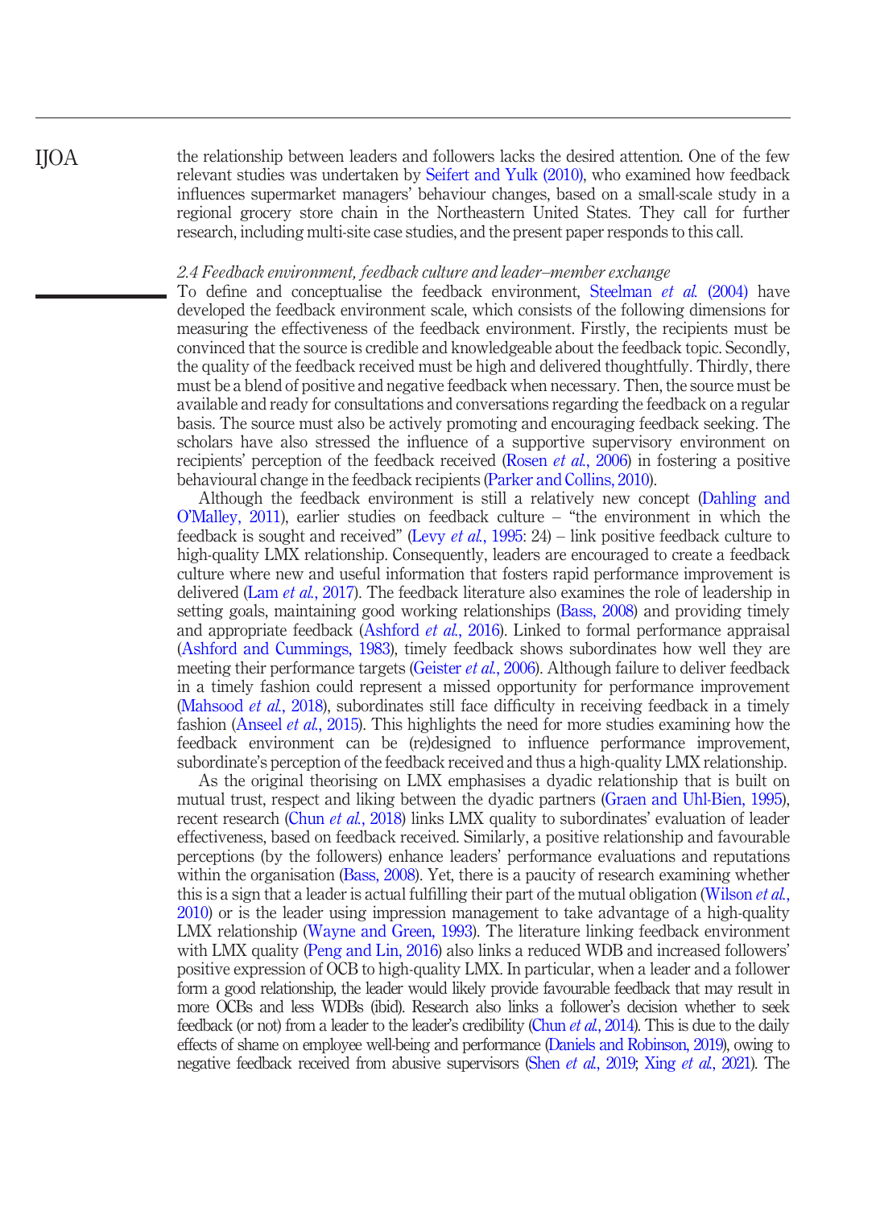the relationship between leaders and followers lacks the desired attention. One of the few relevant studies was undertaken by Seifert and Yulk (2010), who examined how feedback influences supermarket managers' behaviour changes, based on a small-scale study in a regional grocery store chain in the Northeastern United States. They call for further research, including multi-site case studies, and the present paper responds to this call.

### *2.4 Feedback environment, feedback culture and leader–member exchange*

To define and conceptualise the feedback environment, Steelman *et al.* (2004) have developed the feedback environment scale, which consists of the following dimensions for measuring the effectiveness of the feedback environment. Firstly, the recipients must be convinced that the source is credible and knowledgeable about the feedback topic. Secondly, the quality of the feedback received must be high and delivered thoughtfully. Thirdly, there must be a blend of positive and negative feedback when necessary. Then, the source must be available and ready for consultations and conversations regarding the feedback on a regular basis. The source must also be actively promoting and encouraging feedback seeking. The scholars have also stressed the influence of a supportive supervisory environment on recipients' perception of the feedback received (Rosen *et al.*, 2006) in fostering a positive behavioural change in the feedback recipients (Parker and Collins, 2010).

Although the feedback environment is still a relatively new concept (Dahling and O'Malley, 2011), earlier studies on feedback culture – "the environment in which the feedback is sought and received" (Levy *et al.*, 1995: 24) – link positive feedback culture to high-quality LMX relationship. Consequently, leaders are encouraged to create a feedback culture where new and useful information that fosters rapid performance improvement is delivered (Lam *et al.*, 2017). The feedback literature also examines the role of leadership in setting goals, maintaining good working relationships (Bass, 2008) and providing timely and appropriate feedback (Ashford *et al.*, 2016). Linked to formal performance appraisal (Ashford and Cummings, 1983), timely feedback shows subordinates how well they are meeting their performance targets (Geister *et al.*, 2006). Although failure to deliver feedback in a timely fashion could represent a missed opportunity for performance improvement (Mahsood *et al.*, 2018), subordinates still face difficulty in receiving feedback in a timely fashion (Anseel *et al.*, 2015). This highlights the need for more studies examining how the feedback environment can be (re)designed to influence performance improvement, subordinate's perception of the feedback received and thus a high-quality LMX relationship.

As the original theorising on LMX emphasises a dyadic relationship that is built on mutual trust, respect and liking between the dyadic partners (Graen and Uhl-Bien, 1995), recent research (Chun *et al.*, 2018) links LMX quality to subordinates' evaluation of leader effectiveness, based on feedback received. Similarly, a positive relationship and favourable perceptions (by the followers) enhance leaders' performance evaluations and reputations within the organisation (Bass, 2008). Yet, there is a paucity of research examining whether this is a sign that a leader is actual fulfilling their part of the mutual obligation (Wilson *et al.*, 2010) or is the leader using impression management to take advantage of a high-quality LMX relationship (Wayne and Green, 1993). The literature linking feedback environment with LMX quality (Peng and Lin, 2016) also links a reduced WDB and increased followers' positive expression of OCB to high-quality LMX. In particular, when a leader and a follower form a good relationship, the leader would likely provide favourable feedback that may result in more OCBs and less WDBs (ibid). Research also links a follower's decision whether to seek feedback (or not) from a leader to the leader's credibility (Chun *et al.*, 2014). This is due to the daily effects of shame on employee well-being and performance (Daniels and Robinson, 2019), owing to negative feedback received from abusive supervisors (Shen *et al.*, 2019; Xing *et al.*, 2021). The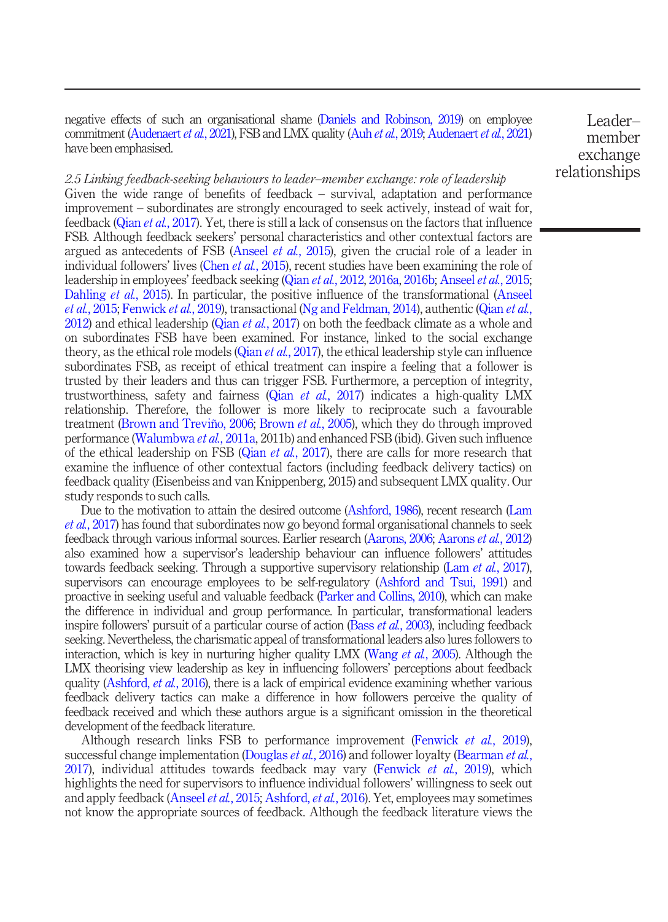negative effects of such an organisational shame (Daniels and Robinson, 2019) on employee commitment (Audenaert *et al.*, 2021), FSB and LMX quality (Auh *et al.*, 2019; Audenaert *et al.*, 2021) have been emphasised.

### *2.5 Linking feedback-seeking behaviours to leader–member exchange: role of leadership*

Given the wide range of benefits of feedback – survival, adaptation and performance improvement – subordinates are strongly encouraged to seek actively, instead of wait for, feedback (Qian *et al.*, 2017). Yet, there is still a lack of consensus on the factors that influence FSB. Although feedback seekers' personal characteristics and other contextual factors are argued as antecedents of FSB (Anseel *et al.*, 2015), given the crucial role of a leader in individual followers' lives (Chen *et al.*, 2015), recent studies have been examining the role of leadership in employees' feedback seeking (Qian *et al.*, 2012, 2016a, 2016b; Anseel *et al.*, 2015; Dahling *et al.*, 2015). In particular, the positive influence of the transformational (Anseel *et al.*, 2015; Fenwick *et al.*, 2019), transactional (Ng and Feldman, 2014), authentic (Qian *et al.*, 2012) and ethical leadership (Qian *et al.*, 2017) on both the feedback climate as a whole and on subordinates FSB have been examined. For instance, linked to the social exchange theory, as the ethical role models (Qian *et al.*, 2017), the ethical leadership style can influence subordinates FSB, as receipt of ethical treatment can inspire a feeling that a follower is trusted by their leaders and thus can trigger FSB. Furthermore, a perception of integrity, trustworthiness, safety and fairness (Qian *et al.*, 2017) indicates a high-quality LMX relationship. Therefore, the follower is more likely to reciprocate such a favourable treatment (Brown and Treviño, 2006; Brown *et al.*, 2005), which they do through improved performance (Walumbwa *et al.*, 2011a, 2011b) and enhanced FSB (ibid). Given such influence of the ethical leadership on FSB (Qian *et al.*, 2017), there are calls for more research that examine the influence of other contextual factors (including feedback delivery tactics) on feedback quality (Eisenbeiss and van Knippenberg, 2015) and subsequent LMX quality. Our study responds to such calls.

Due to the motivation to attain the desired outcome (Ashford, 1986), recent research (Lam *et al.*, 2017) has found that subordinates now go beyond formal organisational channels to seek feedback through various informal sources. Earlier research (Aarons, 2006; Aarons *et al.*, 2012) also examined how a supervisor's leadership behaviour can influence followers' attitudes towards feedback seeking. Through a supportive supervisory relationship (Lam *et al.*, 2017), supervisors can encourage employees to be self-regulatory (Ashford and Tsui, 1991) and proactive in seeking useful and valuable feedback (Parker and Collins, 2010), which can make the difference in individual and group performance. In particular, transformational leaders inspire followers' pursuit of a particular course of action (Bass *et al.*, 2003), including feedback seeking. Nevertheless, the charismatic appeal of transformational leaders also lures followers to interaction, which is key in nurturing higher quality LMX (Wang *et al.*, 2005). Although the LMX theorising view leadership as key in influencing followers' perceptions about feedback quality (Ashford, *et al.*, 2016), there is a lack of empirical evidence examining whether various feedback delivery tactics can make a difference in how followers perceive the quality of feedback received and which these authors argue is a significant omission in the theoretical development of the feedback literature.

Although research links FSB to performance improvement (Fenwick *et al.*, 2019), successful change implementation (Douglas *et al.*, 2016) and follower loyalty (Bearman *et al.*, 2017), individual attitudes towards feedback may vary (Fenwick *et al.*, 2019), which highlights the need for supervisors to influence individual followers' willingness to seek out and apply feedback (Anseel *et al.*, 2015; Ashford, *et al.*, 2016). Yet, employees may sometimes not know the appropriate sources of feedback. Although the feedback literature views the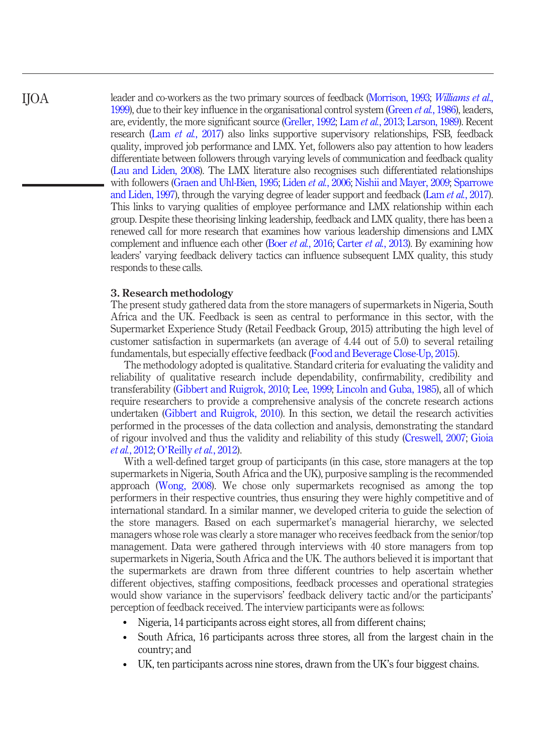leader and co-workers as the two primary sources of feedback (Morrison, 1993; *Williams et al.*, 1999), due to their key influence in the organisational control system (Green *et al.*, 1986), leaders, are, evidently, the more significant source (Greller, 1992; Lam *et al.*, 2013; Larson, 1989). Recent research (Lam *et al.*, 2017) also links supportive supervisory relationships, FSB, feedback quality, improved job performance and LMX. Yet, followers also pay attention to how leaders differentiate between followers through varying levels of communication and feedback quality (Lau and Liden, 2008). The LMX literature also recognises such differentiated relationships with followers (Graen and Uhl-Bien, 1995; Liden *et al.*, 2006; Nishii and Mayer, 2009; Sparrowe and Liden, 1997), through the varying degree of leader support and feedback (Lam *et al.*, 2017). This links to varying qualities of employee performance and LMX relationship within each group. Despite these theorising linking leadership, feedback and LMX quality, there has been a renewed call for more research that examines how various leadership dimensions and LMX complement and influence each other (Boer *et al.*, 2016; Carter *et al.*, 2013). By examining how leaders' varying feedback delivery tactics can influence subsequent LMX quality, this study responds to these calls.

## 3. Research methodology

The present study gathered data from the store managers of supermarkets in Nigeria, South Africa and the UK. Feedback is seen as central to performance in this sector, with the Supermarket Experience Study (Retail Feedback Group, 2015) attributing the high level of customer satisfaction in supermarkets (an average of 4.44 out of 5.0) to several retailing fundamentals, but especially effective feedback (Food and Beverage Close-Up, 2015).

The methodology adopted is qualitative. Standard criteria for evaluating the validity and reliability of qualitative research include dependability, confirmability, credibility and transferability (Gibbert and Ruigrok, 2010; Lee, 1999; Lincoln and Guba, 1985), all of which require researchers to provide a comprehensive analysis of the concrete research actions undertaken (Gibbert and Ruigrok, 2010). In this section, we detail the research activities performed in the processes of the data collection and analysis, demonstrating the standard of rigour involved and thus the validity and reliability of this study (Creswell, 2007; Gioia *et al.*, 2012; O'Reilly *et al.*, 2012).

With a well-defined target group of participants (in this case, store managers at the top supermarkets in Nigeria, South Africa and the UK), purposive sampling is the recommended approach (Wong, 2008). We chose only supermarkets recognised as among the top performers in their respective countries, thus ensuring they were highly competitive and of international standard. In a similar manner, we developed criteria to guide the selection of the store managers. Based on each supermarket's managerial hierarchy, we selected managers whose role was clearly a store manager who receives feedback from the senior/top management. Data were gathered through interviews with 40 store managers from top supermarkets in Nigeria, South Africa and the UK. The authors believed it is important that the supermarkets are drawn from three different countries to help ascertain whether different objectives, staffing compositions, feedback processes and operational strategies would show variance in the supervisors' feedback delivery tactic and/or the participants' perception of feedback received. The interview participants were as follows:

- Nigeria, 14 participants across eight stores, all from different chains;
- South Africa, 16 participants across three stores, all from the largest chain in the country; and
- UK, ten participants across nine stores, drawn from the UK's four biggest chains.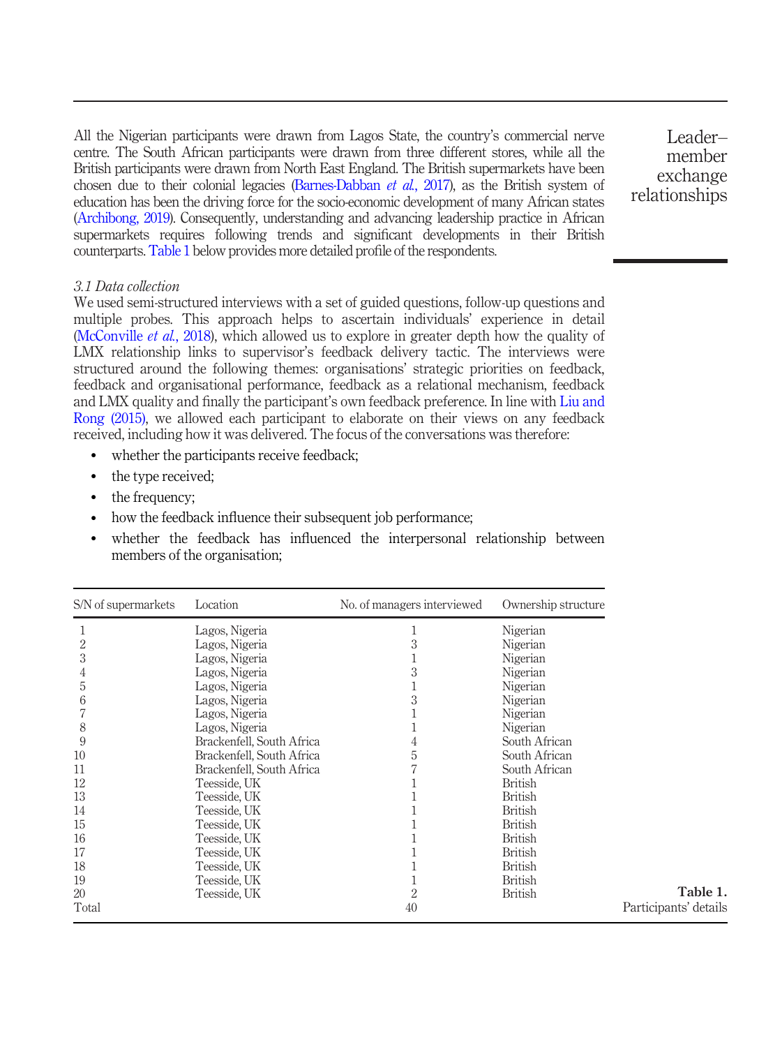All the Nigerian participants were drawn from Lagos State, the country's commercial nerve centre. The South African participants were drawn from three different stores, while all the British participants were drawn from North East England. The British supermarkets have been chosen due to their colonial legacies (Barnes-Dabban *et al.*, 2017), as the British system of education has been the driving force for the socio-economic development of many African states (Archibong, 2019). Consequently, understanding and advancing leadership practice in African supermarkets requires following trends and significant developments in their British counterparts. Table 1 below provides more detailed profile of the respondents.

### 3.1 Data collection

We used semi-structured interviews with a set of guided questions, follow-up questions and multiple probes. This approach helps to ascertain individuals' experience in detail (McConville *et al.*, 2018), which allowed us to explore in greater depth how the quality of LMX relationship links to supervisor's feedback delivery tactic. The interviews were structured around the following themes: organisations' strategic priorities on feedback, feedback and organisational performance, feedback as a relational mechanism, feedback and LMX quality and finally the participant's own feedback preference. In line with Liu and Rong (2015), we allowed each participant to elaborate on their views on any feedback received, including how it was delivered. The focus of the conversations was therefore:

- whether the participants receive feedback;
- the type received;
- the frequency;
- how the feedback influence their subsequent job performance;
- whether the feedback has influenced the interpersonal relationship between members of the organisation;

| S/N of supermarkets | Location | No. of managers interviewed | Ownership structure |
|---|---|---|---|
| 1 | Lagos, Nigeria | 1 | Nigerian |
| 2 | Lagos, Nigeria | 3 | Nigerian |
| 3 | Lagos, Nigeria | 1 | Nigerian |
| 4 | Lagos, Nigeria | 3 | Nigerian |
| 5 | Lagos, Nigeria | 1 | Nigerian |
| 6 | Lagos, Nigeria | 3 | Nigerian |
| 7 | Lagos, Nigeria | 1 | Nigerian |
| 8 | Lagos, Nigeria | 1 | Nigerian |
| 9 | Brackenfell, South Africa | 4 | South African |
| 10 | Brackenfell, South Africa | 5 | South African |
| 11 | Brackenfell, South Africa | 7 | South African |
| 12 | Teesside, UK | 1 | British |
| 13 | Teesside, UK | 1 | British |
| 14 | Teesside, UK | 1 | British |
| 15 | Teesside, UK | 1 | British |
| 16 | Teesside, UK | 1 | British |
| 17 | Teesside, UK | 1 | British |
| 18 | Teesside, UK | 1 | British |
| 19 | Teesside, UK | 1 | British |
| 20 | Teesside, UK | 2 | British |
| Total | | 40 | |

**Table 1.** Participants' details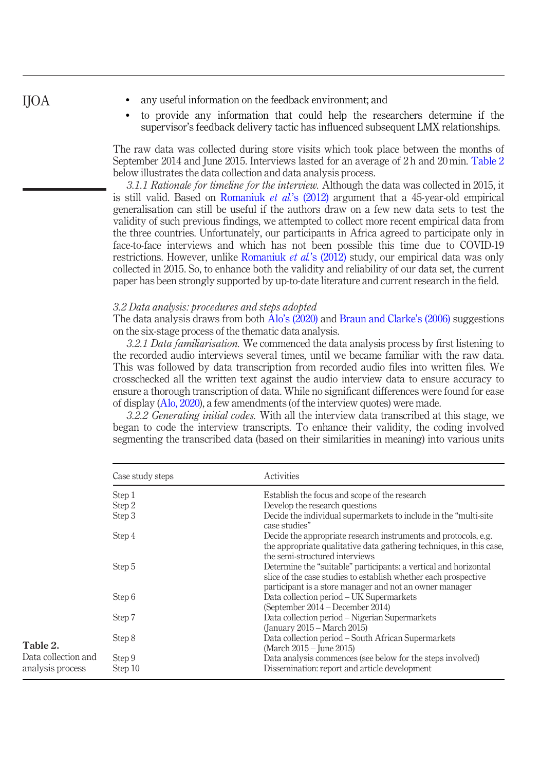- any useful information on the feedback environment; and
- to provide any information that could help the researchers determine if the supervisor's feedback delivery tactic has influenced subsequent LMX relationships.

The raw data was collected during store visits which took place between the months of September 2014 and June 2015. Interviews lasted for an average of 2 h and 20 min. Table 2 below illustrates the data collection and data analysis process.

*3.1.1 Rationale for timeline for the interview.* Although the data was collected in 2015, it is still valid. Based on Romaniuk *et al.*'s (2012) argument that a 45-year-old empirical generalisation can still be useful if the authors draw on a few new data sets to test the validity of such previous findings, we attempted to collect more recent empirical data from the three countries. Unfortunately, our participants in Africa agreed to participate only in face-to-face interviews and which has not been possible this time due to COVID-19 restrictions. However, unlike Romaniuk *et al.*'s (2012) study, our empirical data was only collected in 2015. So, to enhance both the validity and reliability of our data set, the current paper has been strongly supported by up-to-date literature and current research in the field.

### *3.2 Data analysis: procedures and steps adopted*

The data analysis draws from both Alo's (2020) and Braun and Clarke's (2006) suggestions on the six-stage process of the thematic data analysis.

*3.2.1 Data familiarisation.* We commenced the data analysis process by first listening to the recorded audio interviews several times, until we became familiar with the raw data. This was followed by data transcription from recorded audio files into written files. We crosschecked all the written text against the audio interview data to ensure accuracy to ensure a thorough transcription of data. While no significant differences were found for ease of display (Alo, 2020), a few amendments (of the interview quotes) were made.

*3.2.2 Generating initial codes.* With all the interview data transcribed at this stage, we began to code the interview transcripts. To enhance their validity, the coding involved segmenting the transcribed data (based on their similarities in meaning) into various units

| Case study steps | Activities |
|---|---|
| Step 1 | Establish the focus and scope of the research |
| Step 2 | Develop the research questions |
| Step 3 | Decide the individual supermarkets to include in the "multi-site case studies" |
| Step 4 | Decide the appropriate research instruments and protocols, e.g. the appropriate qualitative data gathering techniques, in this case, the semi-structured interviews |
| Step 5 | Determine the "suitable" participants: a vertical and horizontal slice of the case studies to establish whether each prospective participant is a store manager and not an owner manager |
| Step 6 | Data collection period – UK Supermarkets (September 2014 – December 2014) |
| Step 7 | Data collection period – Nigerian Supermarkets (January 2015 – March 2015) |
| Step 8 | Data collection period – South African Supermarkets (March 2015 – June 2015) |
| Step 9 | Data analysis commences (see below for the steps involved) |
| Step 10 | Dissemination: report and article development |

**Table 2.** Data collection and analysis process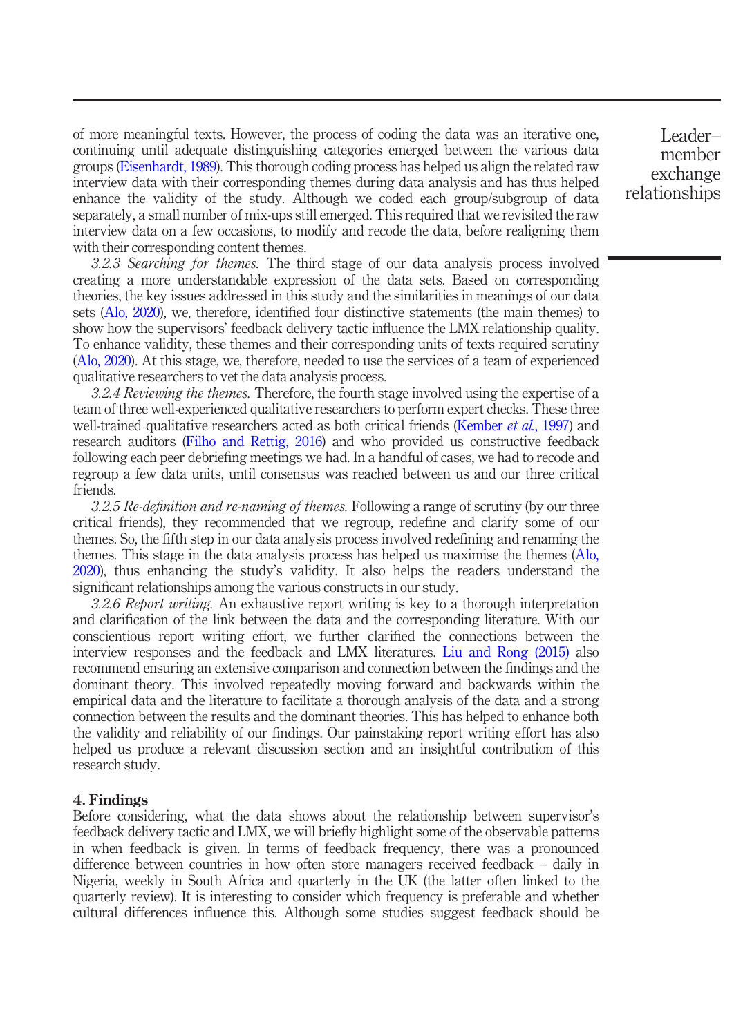of more meaningful texts. However, the process of coding the data was an iterative one, continuing until adequate distinguishing categories emerged between the various data groups (Eisenhardt, 1989). This thorough coding process has helped us align the related raw interview data with their corresponding themes during data analysis and has thus helped enhance the validity of the study. Although we coded each group/subgroup of data separately, a small number of mix-ups still emerged. This required that we revisited the raw interview data on a few occasions, to modify and recode the data, before realigning them with their corresponding content themes.

*3.2.3 Searching for themes.* The third stage of our data analysis process involved creating a more understandable expression of the data sets. Based on corresponding theories, the key issues addressed in this study and the similarities in meanings of our data sets (Alo, 2020), we, therefore, identified four distinctive statements (the main themes) to show how the supervisors' feedback delivery tactic influence the LMX relationship quality. To enhance validity, these themes and their corresponding units of texts required scrutiny (Alo, 2020). At this stage, we, therefore, needed to use the services of a team of experienced qualitative researchers to vet the data analysis process.

*3.2.4 Reviewing the themes.* Therefore, the fourth stage involved using the expertise of a team of three well-experienced qualitative researchers to perform expert checks. These three well-trained qualitative researchers acted as both critical friends (Kember *et al.*, 1997) and research auditors (Filho and Rettig, 2016) and who provided us constructive feedback following each peer debriefing meetings we had. In a handful of cases, we had to recode and regroup a few data units, until consensus was reached between us and our three critical friends.

*3.2.5 Re-definition and re-naming of themes.* Following a range of scrutiny (by our three critical friends), they recommended that we regroup, redefine and clarify some of our themes. So, the fifth step in our data analysis process involved redefining and renaming the themes. This stage in the data analysis process has helped us maximise the themes (Alo, 2020), thus enhancing the study's validity. It also helps the readers understand the significant relationships among the various constructs in our study.

*3.2.6 Report writing.* An exhaustive report writing is key to a thorough interpretation and clarification of the link between the data and the corresponding literature. With our conscientious report writing effort, we further clarified the connections between the interview responses and the feedback and LMX literatures. Liu and Rong (2015) also recommend ensuring an extensive comparison and connection between the findings and the dominant theory. This involved repeatedly moving forward and backwards within the empirical data and the literature to facilitate a thorough analysis of the data and a strong connection between the results and the dominant theories. This has helped to enhance both the validity and reliability of our findings. Our painstaking report writing effort has also helped us produce a relevant discussion section and an insightful contribution of this research study.

## 4. Findings

Before considering, what the data shows about the relationship between supervisor's feedback delivery tactic and LMX, we will briefly highlight some of the observable patterns in when feedback is given. In terms of feedback frequency, there was a pronounced difference between countries in how often store managers received feedback – daily in Nigeria, weekly in South Africa and quarterly in the UK (the latter often linked to the quarterly review). It is interesting to consider which frequency is preferable and whether cultural differences influence this. Although some studies suggest feedback should be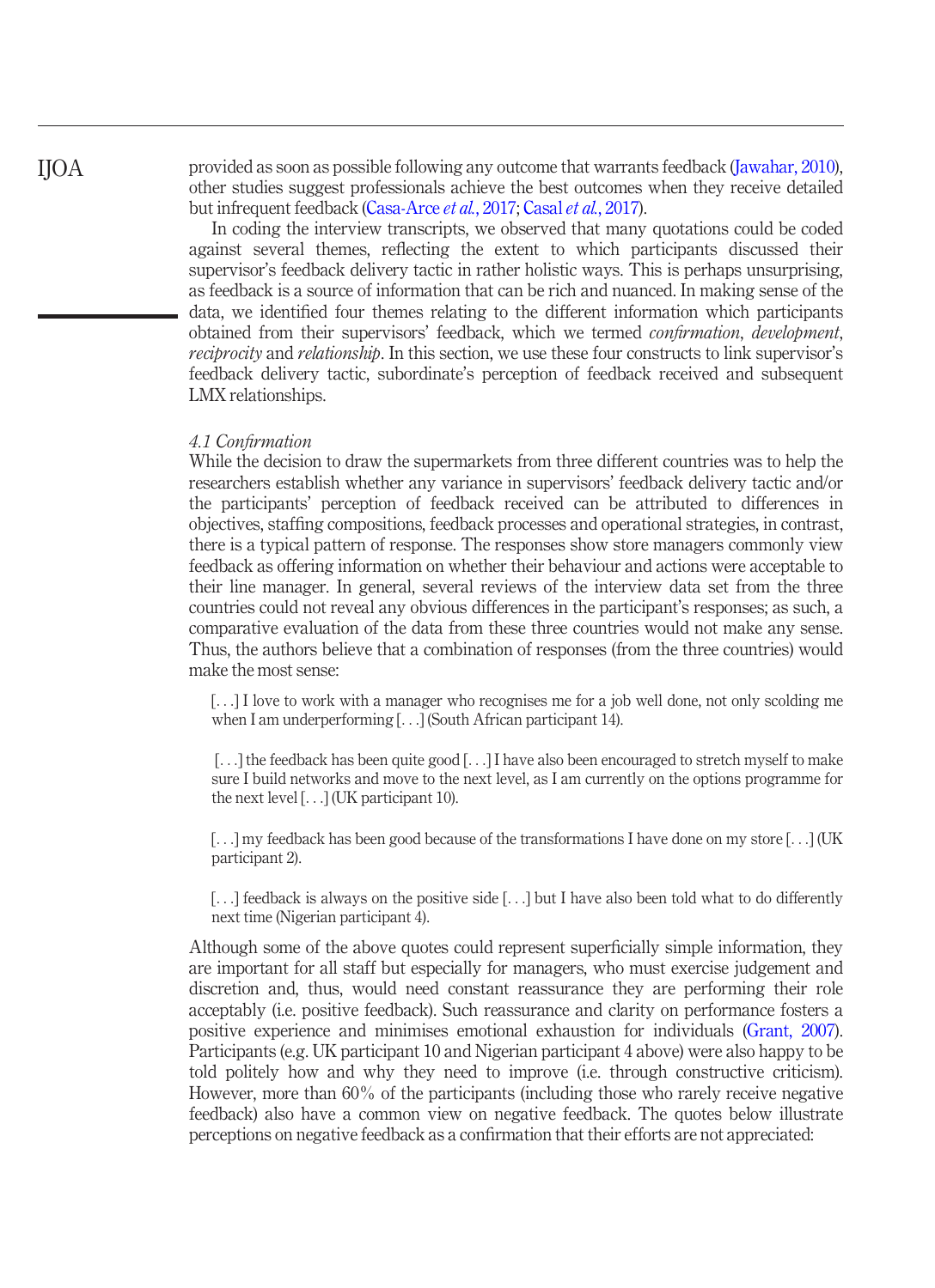provided as soon as possible following any outcome that warrants feedback (Jawahar, 2010), other studies suggest professionals achieve the best outcomes when they receive detailed but infrequent feedback (Casa-Arce *et al.*, 2017; Casal *et al.*, 2017).

In coding the interview transcripts, we observed that many quotations could be coded against several themes, reflecting the extent to which participants discussed their supervisor's feedback delivery tactic in rather holistic ways. This is perhaps unsurprising, as feedback is a source of information that can be rich and nuanced. In making sense of the data, we identified four themes relating to the different information which participants obtained from their supervisors' feedback, which we termed *confirmation*, *development*, *reciprocity* and *relationship*. In this section, we use these four constructs to link supervisor's feedback delivery tactic, subordinate's perception of feedback received and subsequent LMX relationships.

### *4.1 Confirmation*

While the decision to draw the supermarkets from three different countries was to help the researchers establish whether any variance in supervisors' feedback delivery tactic and/or the participants' perception of feedback received can be attributed to differences in objectives, staffing compositions, feedback processes and operational strategies, in contrast, there is a typical pattern of response. The responses show store managers commonly view feedback as offering information on whether their behaviour and actions were acceptable to their line manager. In general, several reviews of the interview data set from the three countries could not reveal any obvious differences in the participant's responses; as such, a comparative evaluation of the data from these three countries would not make any sense. Thus, the authors believe that a combination of responses (from the three countries) would make the most sense:

> [. . .] I love to work with a manager who recognises me for a job well done, not only scolding me when I am underperforming [. . .] (South African participant 14).

> [. . .] the feedback has been quite good [. . .] I have also been encouraged to stretch myself to make sure I build networks and move to the next level, as I am currently on the options programme for the next level [. . .] (UK participant 10).

> [. . .] my feedback has been good because of the transformations I have done on my store [. . .] (UK participant 2).

> [. . .] feedback is always on the positive side [. . .] but I have also been told what to do differently next time (Nigerian participant 4).

Although some of the above quotes could represent superficially simple information, they are important for all staff but especially for managers, who must exercise judgement and discretion and, thus, would need constant reassurance they are performing their role acceptably (i.e. positive feedback). Such reassurance and clarity on performance fosters a positive experience and minimises emotional exhaustion for individuals (Grant, 2007). Participants (e.g. UK participant 10 and Nigerian participant 4 above) were also happy to be told politely how and why they need to improve (i.e. through constructive criticism). However, more than 60% of the participants (including those who rarely receive negative feedback) also have a common view on negative feedback. The quotes below illustrate perceptions on negative feedback as a confirmation that their efforts are not appreciated: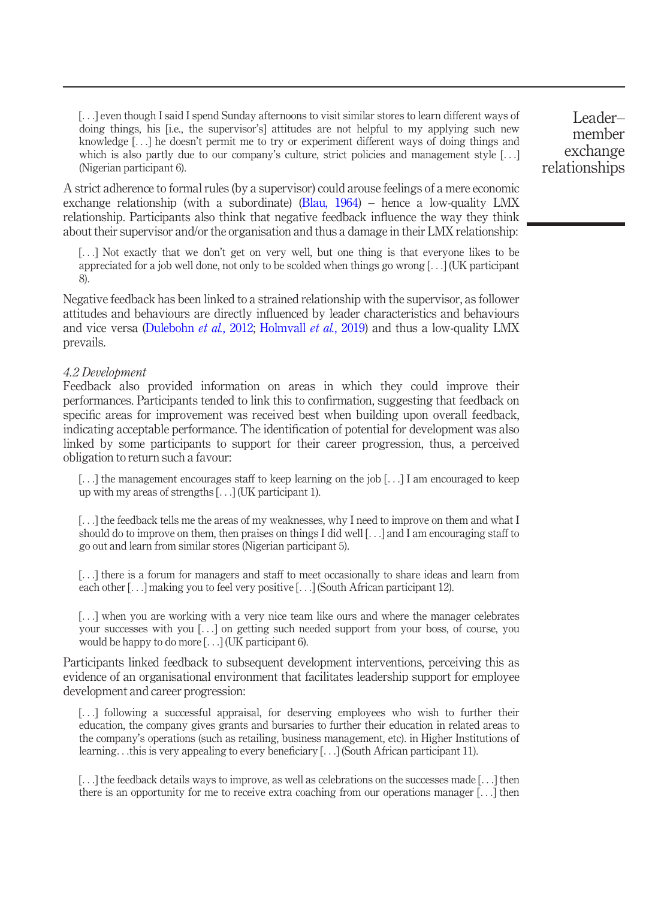> [...] even though I said I spend Sunday afternoons to visit similar stores to learn different ways of doing things, his [i.e., the supervisor's] attitudes are not helpful to my applying such new knowledge [...] he doesn't permit me to try or experiment different ways of doing things and which is also partly due to our company's culture, strict policies and management style [...] (Nigerian participant 6).

A strict adherence to formal rules (by a supervisor) could arouse feelings of a mere economic exchange relationship (with a subordinate) (Blau, 1964) – hence a low-quality LMX relationship. Participants also think that negative feedback influence the way they think about their supervisor and/or the organisation and thus a damage in their LMX relationship:

> [...] Not exactly that we don't get on very well, but one thing is that everyone likes to be appreciated for a job well done, not only to be scolded when things go wrong [...] (UK participant 8).

Negative feedback has been linked to a strained relationship with the supervisor, as follower attitudes and behaviours are directly influenced by leader characteristics and behaviours and vice versa (Dulebohn *et al.*, 2012; Holmvall *et al.*, 2019) and thus a low-quality LMX prevails.

### *4.2 Development*

Feedback also provided information on areas in which they could improve their performances. Participants tended to link this to confirmation, suggesting that feedback on specific areas for improvement was received best when building upon overall feedback, indicating acceptable performance. The identification of potential for development was also linked by some participants to support for their career progression, thus, a perceived obligation to return such a favour:

> [...] the management encourages staff to keep learning on the job [...] I am encouraged to keep up with my areas of strengths [...] (UK participant 1).

> [...] the feedback tells me the areas of my weaknesses, why I need to improve on them and what I should do to improve on them, then praises on things I did well [...] and I am encouraging staff to go out and learn from similar stores (Nigerian participant 5).

> [...] there is a forum for managers and staff to meet occasionally to share ideas and learn from each other [...] making you to feel very positive [...] (South African participant 12).

> [...] when you are working with a very nice team like ours and where the manager celebrates your successes with you [...] on getting such needed support from your boss, of course, you would be happy to do more [...] (UK participant 6).

Participants linked feedback to subsequent development interventions, perceiving this as evidence of an organisational environment that facilitates leadership support for employee development and career progression:

> [...] following a successful appraisal, for deserving employees who wish to further their education, the company gives grants and bursaries to further their education in related areas to the company's operations (such as retailing, business management, etc). in Higher Institutions of learning...this is very appealing to every beneficiary [...] (South African participant 11).

> [...] the feedback details ways to improve, as well as celebrations on the successes made [...] then there is an opportunity for me to receive extra coaching from our operations manager [...] then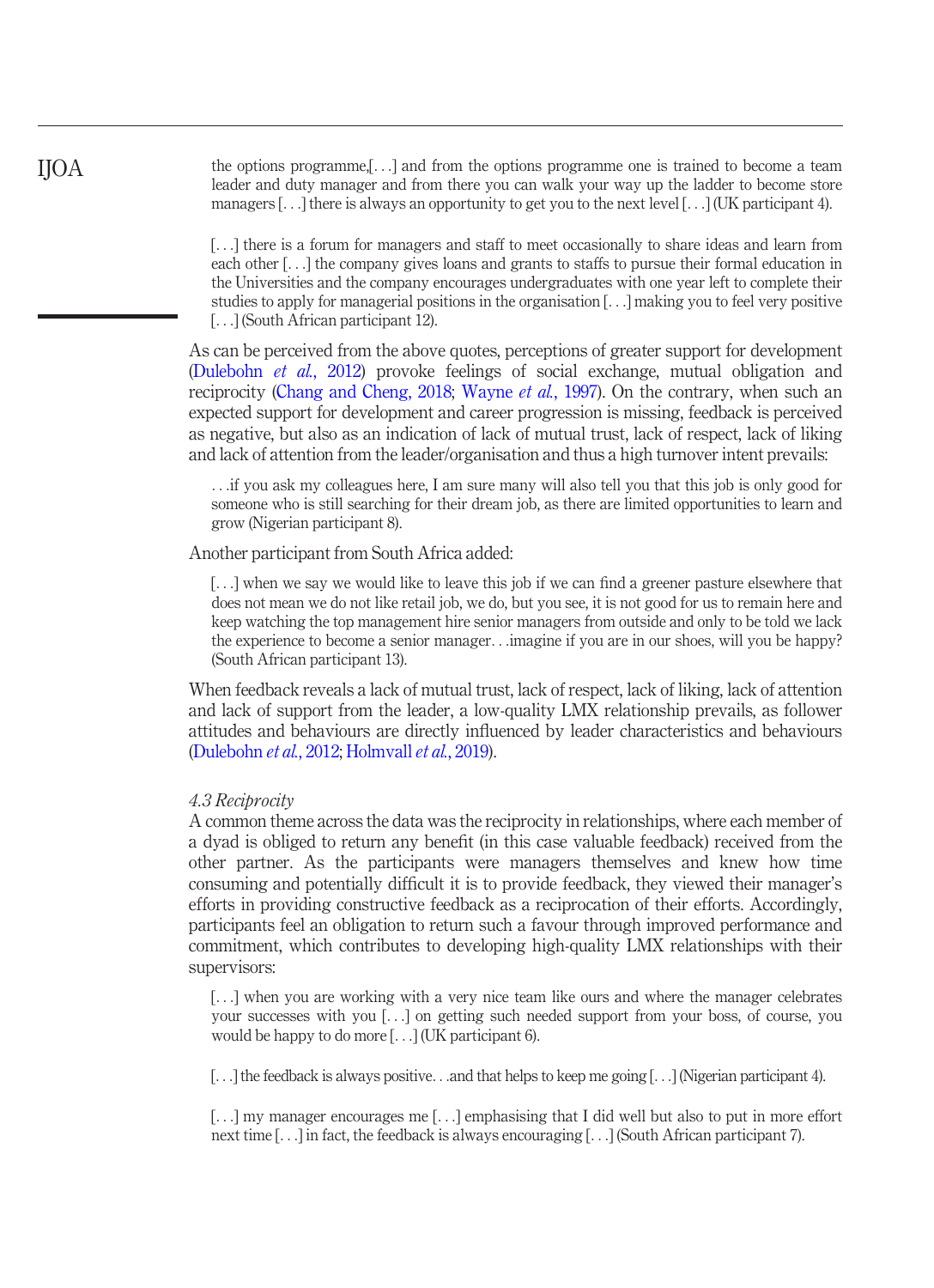the options programme,[. . .] and from the options programme one is trained to become a team leader and duty manager and from there you can walk your way up the ladder to become store managers [. . .] there is always an opportunity to get you to the next level [. . .] (UK participant 4).

> [. . .] there is a forum for managers and staff to meet occasionally to share ideas and learn from each other [. . .] the company gives loans and grants to staffs to pursue their formal education in the Universities and the company encourages undergraduates with one year left to complete their studies to apply for managerial positions in the organisation [. . .] making you to feel very positive [. . .] (South African participant 12).

As can be perceived from the above quotes, perceptions of greater support for development (Dulebohn *et al.*, 2012) provoke feelings of social exchange, mutual obligation and reciprocity (Chang and Cheng, 2018; Wayne *et al.*, 1997). On the contrary, when such an expected support for development and career progression is missing, feedback is perceived as negative, but also as an indication of lack of mutual trust, lack of respect, lack of liking and lack of attention from the leader/organisation and thus a high turnover intent prevails:

> . . .if you ask my colleagues here, I am sure many will also tell you that this job is only good for someone who is still searching for their dream job, as there are limited opportunities to learn and grow (Nigerian participant 8).

Another participant from South Africa added:

> [. . .] when we say we would like to leave this job if we can find a greener pasture elsewhere that does not mean we do not like retail job, we do, but you see, it is not good for us to remain here and keep watching the top management hire senior managers from outside and only to be told we lack the experience to become a senior manager. . .imagine if you are in our shoes, will you be happy? (South African participant 13).

When feedback reveals a lack of mutual trust, lack of respect, lack of liking, lack of attention and lack of support from the leader, a low-quality LMX relationship prevails, as follower attitudes and behaviours are directly influenced by leader characteristics and behaviours (Dulebohn *et al.*, 2012; Holmvall *et al.*, 2019).

### *4.3 Reciprocity*

A common theme across the data was the reciprocity in relationships, where each member of a dyad is obliged to return any benefit (in this case valuable feedback) received from the other partner. As the participants were managers themselves and knew how time consuming and potentially difficult it is to provide feedback, they viewed their manager's efforts in providing constructive feedback as a reciprocation of their efforts. Accordingly, participants feel an obligation to return such a favour through improved performance and commitment, which contributes to developing high-quality LMX relationships with their supervisors:

> [. . .] when you are working with a very nice team like ours and where the manager celebrates your successes with you [. . .] on getting such needed support from your boss, of course, you would be happy to do more [. . .] (UK participant 6).

> [. . .] the feedback is always positive. . .and that helps to keep me going [. . .] (Nigerian participant 4).

> [. . .] my manager encourages me [. . .] emphasising that I did well but also to put in more effort next time [. . .] in fact, the feedback is always encouraging [. . .] (South African participant 7).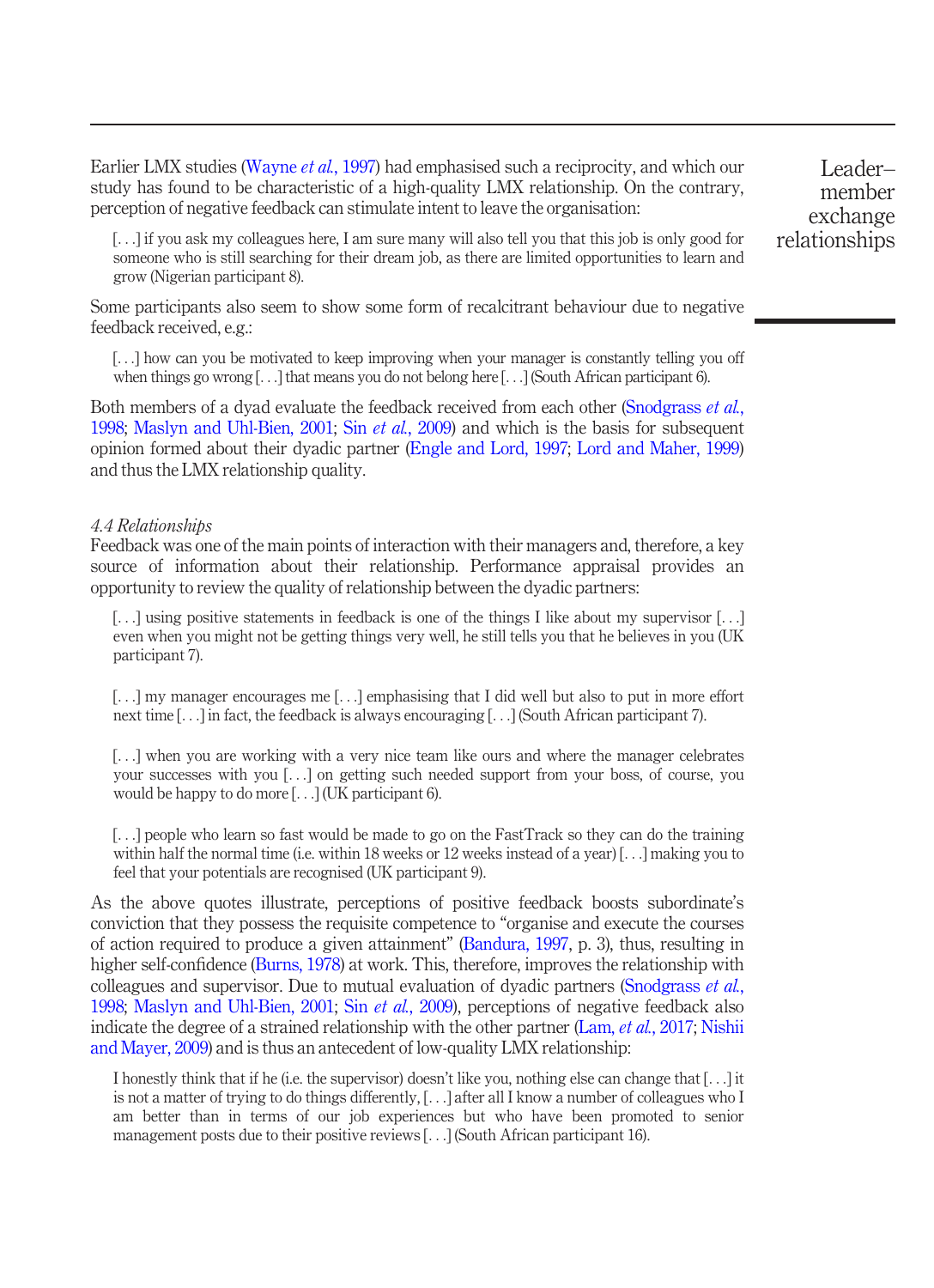Earlier LMX studies (Wayne *et al.*, 1997) had emphasised such a reciprocity, and which our study has found to be characteristic of a high-quality LMX relationship. On the contrary, perception of negative feedback can stimulate intent to leave the organisation:

> [. . .] if you ask my colleagues here, I am sure many will also tell you that this job is only good for someone who is still searching for their dream job, as there are limited opportunities to learn and grow (Nigerian participant 8).

Some participants also seem to show some form of recalcitrant behaviour due to negative feedback received, e.g.:

> [. . .] how can you be motivated to keep improving when your manager is constantly telling you off when things go wrong [. . .] that means you do not belong here [. . .] (South African participant 6).

Both members of a dyad evaluate the feedback received from each other (Snodgrass *et al.*, 1998; Maslyn and Uhl-Bien, 2001; Sin *et al.*, 2009) and which is the basis for subsequent opinion formed about their dyadic partner (Engle and Lord, 1997; Lord and Maher, 1999) and thus the LMX relationship quality.

### *4.4 Relationships*

Feedback was one of the main points of interaction with their managers and, therefore, a key source of information about their relationship. Performance appraisal provides an opportunity to review the quality of relationship between the dyadic partners:

> [. . .] using positive statements in feedback is one of the things I like about my supervisor [. . .] even when you might not be getting things very well, he still tells you that he believes in you (UK participant 7).

> [. . .] my manager encourages me [. . .] emphasising that I did well but also to put in more effort next time [. . .] in fact, the feedback is always encouraging [. . .] (South African participant 7).

> [. . .] when you are working with a very nice team like ours and where the manager celebrates your successes with you [. . .] on getting such needed support from your boss, of course, you would be happy to do more [. . .] (UK participant 6).

> [. . .] people who learn so fast would be made to go on the FastTrack so they can do the training within half the normal time (i.e. within 18 weeks or 12 weeks instead of a year) [. . .] making you to feel that your potentials are recognised (UK participant 9).

As the above quotes illustrate, perceptions of positive feedback boosts subordinate's conviction that they possess the requisite competence to "organise and execute the courses of action required to produce a given attainment" (Bandura, 1997, p. 3), thus, resulting in higher self-confidence (Burns, 1978) at work. This, therefore, improves the relationship with colleagues and supervisor. Due to mutual evaluation of dyadic partners (Snodgrass *et al.*, 1998; Maslyn and Uhl-Bien, 2001; Sin *et al.*, 2009), perceptions of negative feedback also indicate the degree of a strained relationship with the other partner (Lam, *et al.*, 2017; Nishii and Mayer, 2009) and is thus an antecedent of low-quality LMX relationship:

> I honestly think that if he (i.e. the supervisor) doesn't like you, nothing else can change that [. . .] it is not a matter of trying to do things differently, [. . .] after all I know a number of colleagues who I am better than in terms of our job experiences but who have been promoted to senior management posts due to their positive reviews [. . .] (South African participant 16).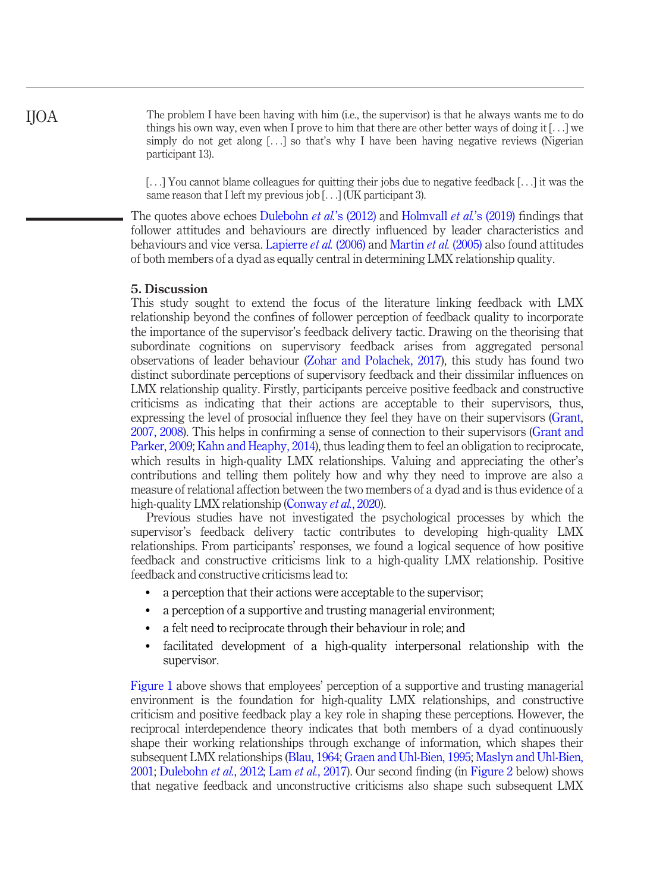> The problem I have been having with him (i.e., the supervisor) is that he always wants me to do things his own way, even when I prove to him that there are other better ways of doing it [. . .] we simply do not get along [. . .] so that's why I have been having negative reviews (Nigerian participant 13).

> [. . .] You cannot blame colleagues for quitting their jobs due to negative feedback [. . .] it was the same reason that I left my previous job [. . .] (UK participant 3).

The quotes above echoes Dulebohn *et al.*'s (2012) and Holmvall *et al.*'s (2019) findings that follower attitudes and behaviours are directly influenced by leader characteristics and behaviours and vice versa. Lapierre *et al.* (2006) and Martin *et al.* (2005) also found attitudes of both members of a dyad as equally central in determining LMX relationship quality.

## 5. Discussion

This study sought to extend the focus of the literature linking feedback with LMX relationship beyond the confines of follower perception of feedback quality to incorporate the importance of the supervisor's feedback delivery tactic. Drawing on the theorising that subordinate cognitions on supervisory feedback arises from aggregated personal observations of leader behaviour (Zohar and Polachek, 2017), this study has found two distinct subordinate perceptions of supervisory feedback and their dissimilar influences on LMX relationship quality. Firstly, participants perceive positive feedback and constructive criticisms as indicating that their actions are acceptable to their supervisors, thus, expressing the level of prosocial influence they feel they have on their supervisors (Grant, 2007, 2008). This helps in confirming a sense of connection to their supervisors (Grant and Parker, 2009; Kahn and Heaphy, 2014), thus leading them to feel an obligation to reciprocate, which results in high-quality LMX relationships. Valuing and appreciating the other's contributions and telling them politely how and why they need to improve are also a measure of relational affection between the two members of a dyad and is thus evidence of a high-quality LMX relationship (Conway *et al.*, 2020).

Previous studies have not investigated the psychological processes by which the supervisor's feedback delivery tactic contributes to developing high-quality LMX relationships. From participants' responses, we found a logical sequence of how positive feedback and constructive criticisms link to a high-quality LMX relationship. Positive feedback and constructive criticisms lead to:

- a perception that their actions were acceptable to the supervisor;
- a perception of a supportive and trusting managerial environment;
- a felt need to reciprocate through their behaviour in role; and
- facilitated development of a high-quality interpersonal relationship with the supervisor.

Figure 1 above shows that employees' perception of a supportive and trusting managerial environment is the foundation for high-quality LMX relationships, and constructive criticism and positive feedback play a key role in shaping these perceptions. However, the reciprocal interdependence theory indicates that both members of a dyad continuously shape their working relationships through exchange of information, which shapes their subsequent LMX relationships (Blau, 1964; Graen and Uhl-Bien, 1995; Maslyn and Uhl-Bien, 2001; Dulebohn *et al.*, 2012; Lam *et al.*, 2017). Our second finding (in Figure 2 below) shows that negative feedback and unconstructive criticisms also shape such subsequent LMX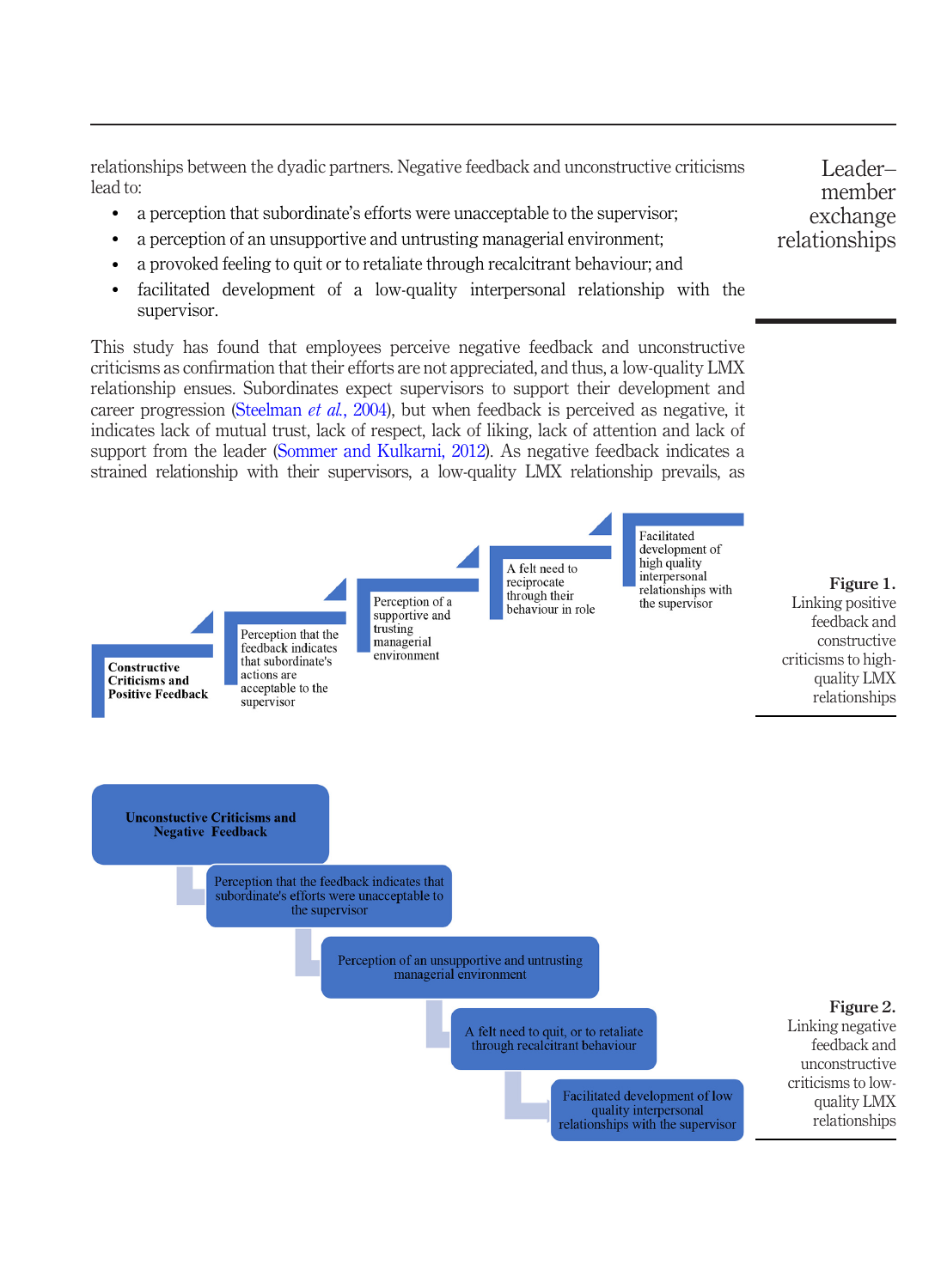relationships between the dyadic partners. Negative feedback and unconstructive criticisms lead to:

- a perception that subordinate's efforts were unacceptable to the supervisor;
- a perception of an unsupportive and untrusting managerial environment;
- a provoked feeling to quit or to retaliate through recalcitrant behaviour; and
- facilitated development of a low-quality interpersonal relationship with the supervisor.

This study has found that employees perceive negative feedback and unconstructive criticisms as confirmation that their efforts are not appreciated, and thus, a low-quality LMX relationship ensues. Subordinates expect supervisors to support their development and career progression (Steelman *et al.*, 2004), but when feedback is perceived as negative, it indicates lack of mutual trust, lack of respect, lack of liking, lack of attention and lack of support from the leader (Sommer and Kulkarni, 2012). As negative feedback indicates a strained relationship with their supervisors, a low-quality LMX relationship prevails, as

**Constructive Criticisms and Positive Feedback** → Perception that the feedback indicates that subordinate's actions are acceptable to the supervisor → Perception of a supportive and trusting managerial environment → A felt need to reciprocate through their behaviour in role → Facilitated development of high quality interpersonal relationships with the supervisor

**Figure 1.** Linking positive feedback and constructive criticisms to high-quality LMX relationships

**Unconstuctive Criticisms and Negative Feedback** → Perception that the feedback indicates that subordinate's efforts were unacceptable to the supervisor → Perception of an unsupportive and untrusting managerial environment → A felt need to quit, or to retaliate through recalcitrant behaviour → Facilitated development of low quality interpersonal relationships with the supervisor

**Figure 2.** Linking negative feedback and unconstructive criticisms to low-quality LMX relationships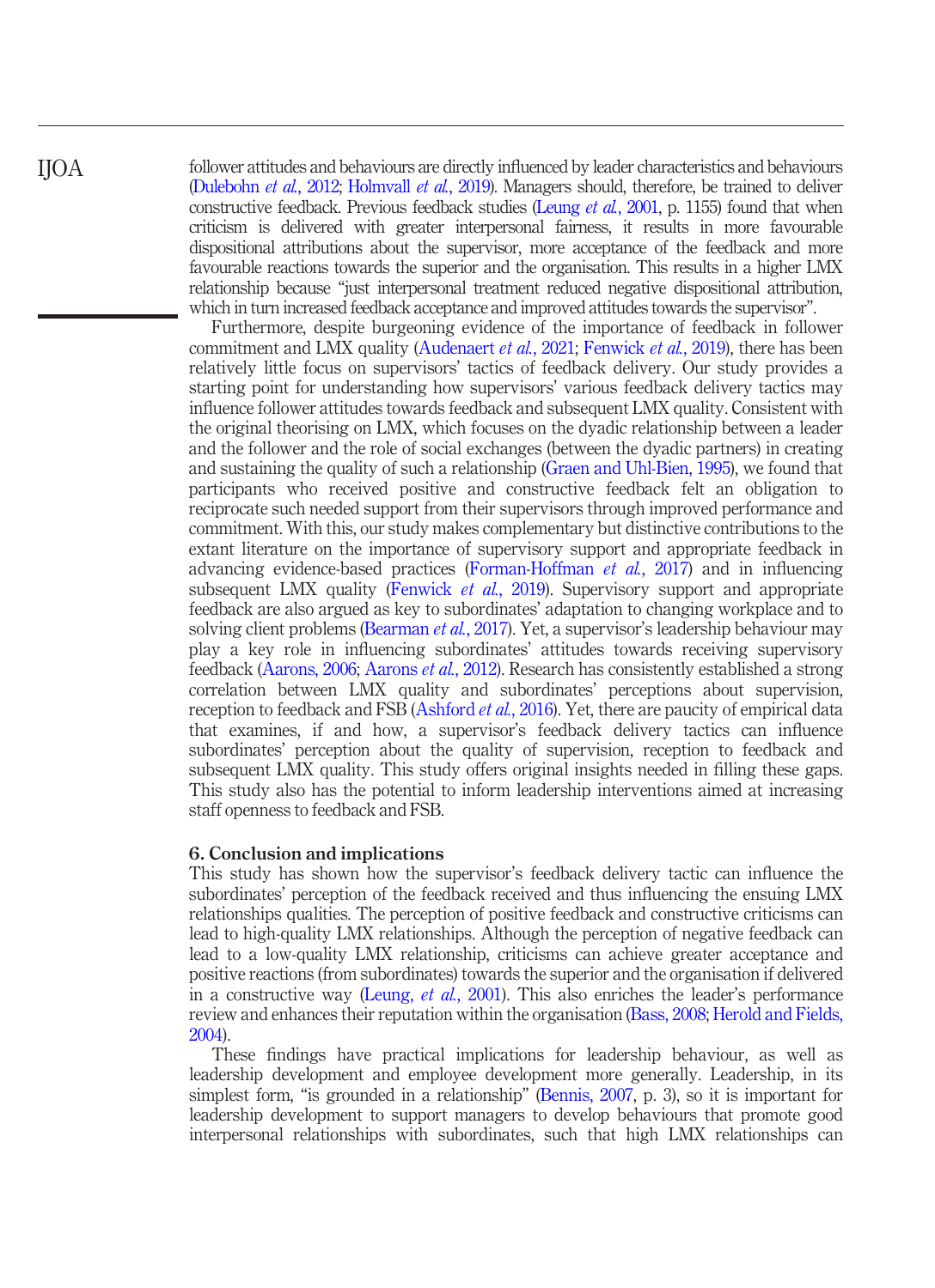follower attitudes and behaviours are directly influenced by leader characteristics and behaviours (Dulebohn *et al.*, 2012; Holmvall *et al.*, 2019). Managers should, therefore, be trained to deliver constructive feedback. Previous feedback studies (Leung *et al.*, 2001, p. 1155) found that when criticism is delivered with greater interpersonal fairness, it results in more favourable dispositional attributions about the supervisor, more acceptance of the feedback and more favourable reactions towards the superior and the organisation. This results in a higher LMX relationship because "just interpersonal treatment reduced negative dispositional attribution, which in turn increased feedback acceptance and improved attitudes towards the supervisor".

Furthermore, despite burgeoning evidence of the importance of feedback in follower commitment and LMX quality (Audenaert *et al.*, 2021; Fenwick *et al.*, 2019), there has been relatively little focus on supervisors' tactics of feedback delivery. Our study provides a starting point for understanding how supervisors' various feedback delivery tactics may influence follower attitudes towards feedback and subsequent LMX quality. Consistent with the original theorising on LMX, which focuses on the dyadic relationship between a leader and the follower and the role of social exchanges (between the dyadic partners) in creating and sustaining the quality of such a relationship (Graen and Uhl-Bien, 1995), we found that participants who received positive and constructive feedback felt an obligation to reciprocate such needed support from their supervisors through improved performance and commitment. With this, our study makes complementary but distinctive contributions to the extant literature on the importance of supervisory support and appropriate feedback in advancing evidence-based practices (Forman-Hoffman *et al.*, 2017) and in influencing subsequent LMX quality (Fenwick *et al.*, 2019). Supervisory support and appropriate feedback are also argued as key to subordinates' adaptation to changing workplace and to solving client problems (Bearman *et al.*, 2017). Yet, a supervisor's leadership behaviour may play a key role in influencing subordinates' attitudes towards receiving supervisory feedback (Aarons, 2006; Aarons *et al.*, 2012). Research has consistently established a strong correlation between LMX quality and subordinates' perceptions about supervision, reception to feedback and FSB (Ashford *et al.*, 2016). Yet, there are paucity of empirical data that examines, if and how, a supervisor's feedback delivery tactics can influence subordinates' perception about the quality of supervision, reception to feedback and subsequent LMX quality. This study offers original insights needed in filling these gaps. This study also has the potential to inform leadership interventions aimed at increasing staff openness to feedback and FSB.

## 6. Conclusion and implications

This study has shown how the supervisor's feedback delivery tactic can influence the subordinates' perception of the feedback received and thus influencing the ensuing LMX relationships qualities. The perception of positive feedback and constructive criticisms can lead to high-quality LMX relationships. Although the perception of negative feedback can lead to a low-quality LMX relationship, criticisms can achieve greater acceptance and positive reactions (from subordinates) towards the superior and the organisation if delivered in a constructive way (Leung, *et al.*, 2001). This also enriches the leader's performance review and enhances their reputation within the organisation (Bass, 2008; Herold and Fields, 2004).

These findings have practical implications for leadership behaviour, as well as leadership development and employee development more generally. Leadership, in its simplest form, "is grounded in a relationship" (Bennis, 2007, p. 3), so it is important for leadership development to support managers to develop behaviours that promote good interpersonal relationships with subordinates, such that high LMX relationships can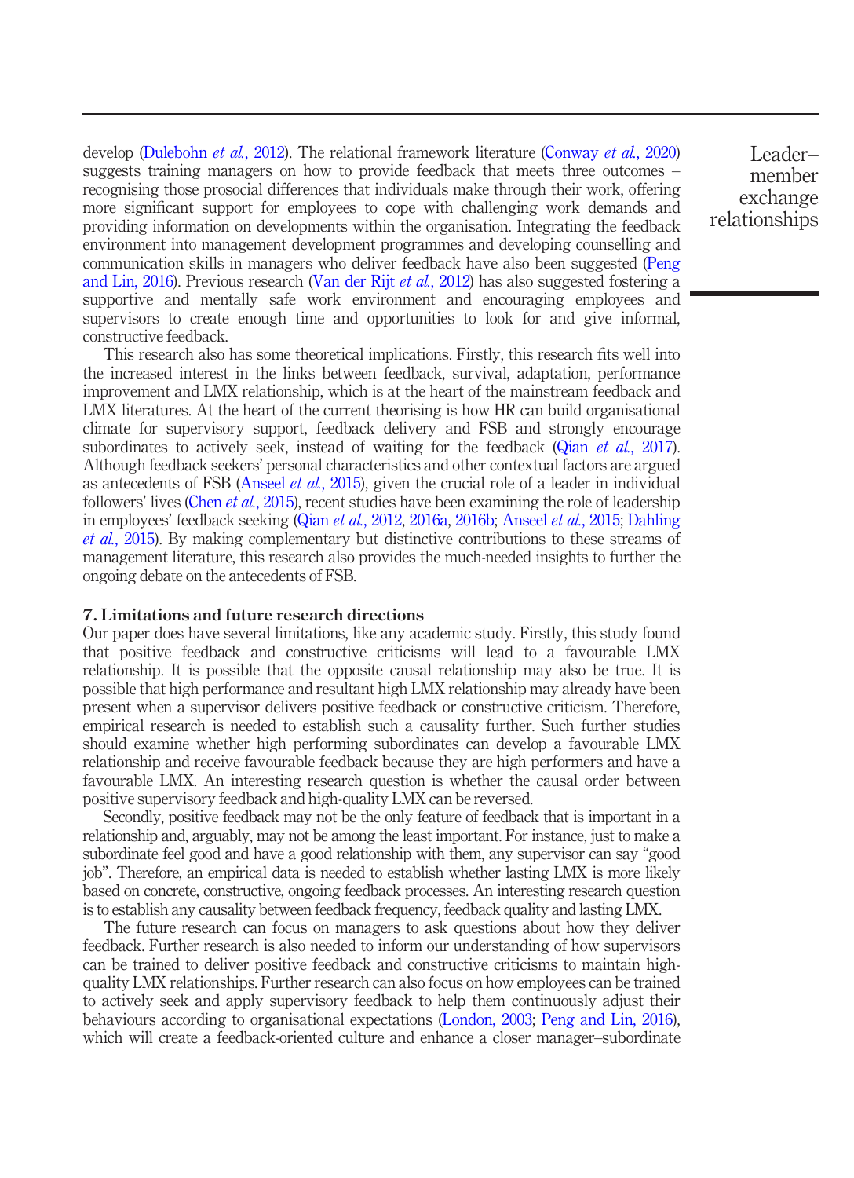develop (Dulebohn *et al.*, 2012). The relational framework literature (Conway *et al.*, 2020) suggests training managers on how to provide feedback that meets three outcomes – recognising those prosocial differences that individuals make through their work, offering more significant support for employees to cope with challenging work demands and providing information on developments within the organisation. Integrating the feedback environment into management development programmes and developing counselling and communication skills in managers who deliver feedback have also been suggested (Peng and Lin, 2016). Previous research (Van der Rijt *et al.*, 2012) has also suggested fostering a supportive and mentally safe work environment and encouraging employees and supervisors to create enough time and opportunities to look for and give informal, constructive feedback.

This research also has some theoretical implications. Firstly, this research fits well into the increased interest in the links between feedback, survival, adaptation, performance improvement and LMX relationship, which is at the heart of the mainstream feedback and LMX literatures. At the heart of the current theorising is how HR can build organisational climate for supervisory support, feedback delivery and FSB and strongly encourage subordinates to actively seek, instead of waiting for the feedback (Qian *et al.*, 2017). Although feedback seekers' personal characteristics and other contextual factors are argued as antecedents of FSB (Anseel *et al.*, 2015), given the crucial role of a leader in individual followers' lives (Chen *et al.*, 2015), recent studies have been examining the role of leadership in employees' feedback seeking (Qian *et al.*, 2012, 2016a, 2016b; Anseel *et al.*, 2015; Dahling *et al.*, 2015). By making complementary but distinctive contributions to these streams of management literature, this research also provides the much-needed insights to further the ongoing debate on the antecedents of FSB.

## 7. Limitations and future research directions

Our paper does have several limitations, like any academic study. Firstly, this study found that positive feedback and constructive criticisms will lead to a favourable LMX relationship. It is possible that the opposite causal relationship may also be true. It is possible that high performance and resultant high LMX relationship may already have been present when a supervisor delivers positive feedback or constructive criticism. Therefore, empirical research is needed to establish such a causality further. Such further studies should examine whether high performing subordinates can develop a favourable LMX relationship and receive favourable feedback because they are high performers and have a favourable LMX. An interesting research question is whether the causal order between positive supervisory feedback and high-quality LMX can be reversed.

Secondly, positive feedback may not be the only feature of feedback that is important in a relationship and, arguably, may not be among the least important. For instance, just to make a subordinate feel good and have a good relationship with them, any supervisor can say "good job". Therefore, an empirical data is needed to establish whether lasting LMX is more likely based on concrete, constructive, ongoing feedback processes. An interesting research question is to establish any causality between feedback frequency, feedback quality and lasting LMX.

The future research can focus on managers to ask questions about how they deliver feedback. Further research is also needed to inform our understanding of how supervisors can be trained to deliver positive feedback and constructive criticisms to maintain high-quality LMX relationships. Further research can also focus on how employees can be trained to actively seek and apply supervisory feedback to help them continuously adjust their behaviours according to organisational expectations (London, 2003; Peng and Lin, 2016), which will create a feedback-oriented culture and enhance a closer manager–subordinate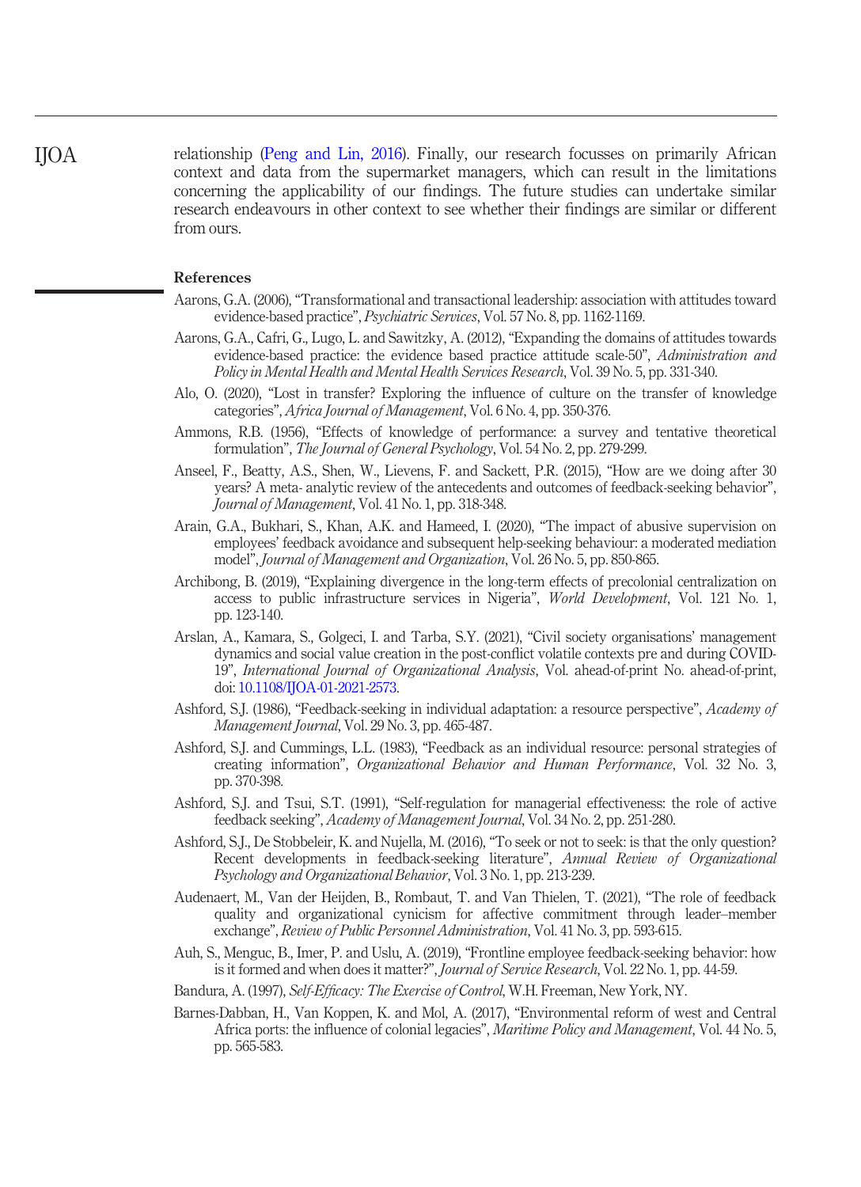relationship (Peng and Lin, 2016). Finally, our research focusses on primarily African context and data from the supermarket managers, which can result in the limitations concerning the applicability of our findings. The future studies can undertake similar research endeavours in other context to see whether their findings are similar or different from ours.

## References

Aarons, G.A. (2006), "Transformational and transactional leadership: association with attitudes toward evidence-based practice", *Psychiatric Services*, Vol. 57 No. 8, pp. 1162-1169.

Aarons, G.A., Cafri, G., Lugo, L. and Sawitzky, A. (2012), "Expanding the domains of attitudes towards evidence-based practice: the evidence based practice attitude scale-50", *Administration and Policy in Mental Health and Mental Health Services Research*, Vol. 39 No. 5, pp. 331-340.

Alo, O. (2020), "Lost in transfer? Exploring the influence of culture on the transfer of knowledge categories", *Africa Journal of Management*, Vol. 6 No. 4, pp. 350-376.

Ammons, R.B. (1956), "Effects of knowledge of performance: a survey and tentative theoretical formulation", *The Journal of General Psychology*, Vol. 54 No. 2, pp. 279-299.

Anseel, F., Beatty, A.S., Shen, W., Lievens, F. and Sackett, P.R. (2015), "How are we doing after 30 years? A meta- analytic review of the antecedents and outcomes of feedback-seeking behavior", *Journal of Management*, Vol. 41 No. 1, pp. 318-348.

Arain, G.A., Bukhari, S., Khan, A.K. and Hameed, I. (2020), "The impact of abusive supervision on employees' feedback avoidance and subsequent help-seeking behaviour: a moderated mediation model", *Journal of Management and Organization*, Vol. 26 No. 5, pp. 850-865.

Archibong, B. (2019), "Explaining divergence in the long-term effects of precolonial centralization on access to public infrastructure services in Nigeria", *World Development*, Vol. 121 No. 1, pp. 123-140.

Arslan, A., Kamara, S., Golgeci, I. and Tarba, S.Y. (2021), "Civil society organisations' management dynamics and social value creation in the post-conflict volatile contexts pre and during COVID-19", *International Journal of Organizational Analysis*, Vol. ahead-of-print No. ahead-of-print, doi: 10.1108/IJOA-01-2021-2573.

Ashford, S.J. (1986), "Feedback-seeking in individual adaptation: a resource perspective", *Academy of Management Journal*, Vol. 29 No. 3, pp. 465-487.

Ashford, S.J. and Cummings, L.L. (1983), "Feedback as an individual resource: personal strategies of creating information", *Organizational Behavior and Human Performance*, Vol. 32 No. 3, pp. 370-398.

Ashford, S.J. and Tsui, S.T. (1991), "Self-regulation for managerial effectiveness: the role of active feedback seeking", *Academy of Management Journal*, Vol. 34 No. 2, pp. 251-280.

Ashford, S.J., De Stobbeleir, K. and Nujella, M. (2016), "To seek or not to seek: is that the only question? Recent developments in feedback-seeking literature", *Annual Review of Organizational Psychology and Organizational Behavior*, Vol. 3 No. 1, pp. 213-239.

Audenaert, M., Van der Heijden, B., Rombaut, T. and Van Thielen, T. (2021), "The role of feedback quality and organizational cynicism for affective commitment through leader–member exchange", *Review of Public Personnel Administration*, Vol. 41 No. 3, pp. 593-615.

Auh, S., Menguc, B., Imer, P. and Uslu, A. (2019), "Frontline employee feedback-seeking behavior: how is it formed and when does it matter?", *Journal of Service Research*, Vol. 22 No. 1, pp. 44-59.

Bandura, A. (1997), *Self-Efficacy: The Exercise of Control*, W.H. Freeman, New York, NY.

Barnes-Dabban, H., Van Koppen, K. and Mol, A. (2017), "Environmental reform of west and Central Africa ports: the influence of colonial legacies", *Maritime Policy and Management*, Vol. 44 No. 5, pp. 565-583.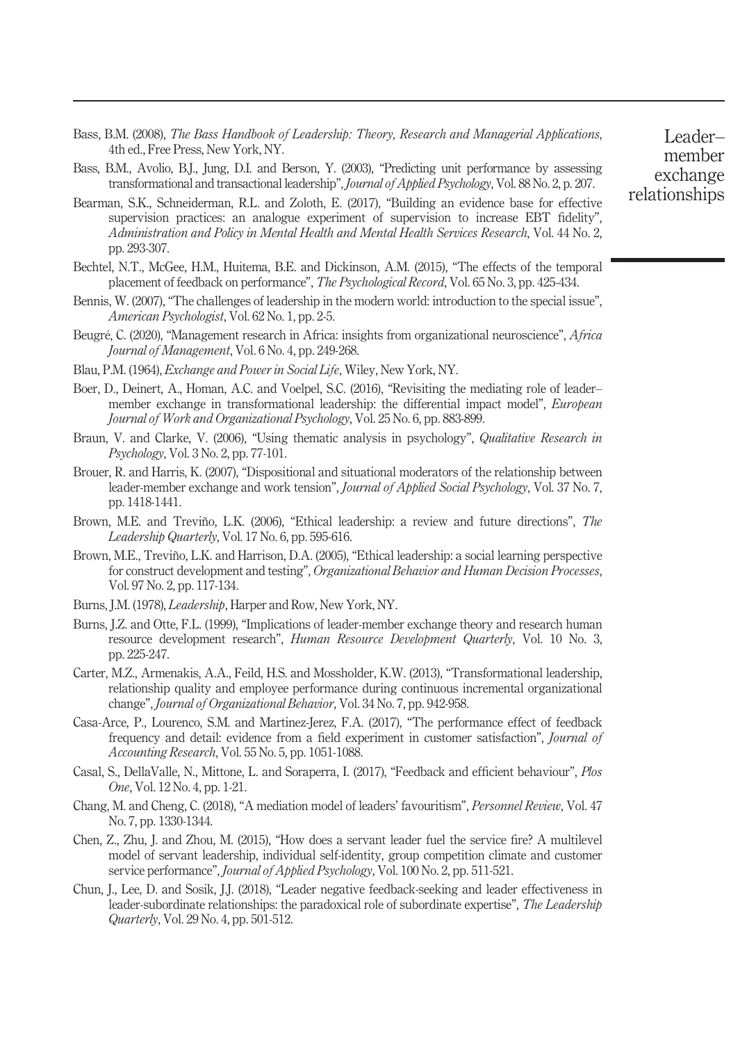Bass, B.M. (2008), *The Bass Handbook of Leadership: Theory, Research and Managerial Applications*, 4th ed., Free Press, New York, NY.

Bass, B.M., Avolio, B.J., Jung, D.I. and Berson, Y. (2003), "Predicting unit performance by assessing transformational and transactional leadership", *Journal of Applied Psychology*, Vol. 88 No. 2, p. 207.

Bearman, S.K., Schneiderman, R.L. and Zoloth, E. (2017), "Building an evidence base for effective supervision practices: an analogue experiment of supervision to increase EBT fidelity", *Administration and Policy in Mental Health and Mental Health Services Research*, Vol. 44 No. 2, pp. 293-307.

Bechtel, N.T., McGee, H.M., Huitema, B.E. and Dickinson, A.M. (2015), "The effects of the temporal placement of feedback on performance", *The Psychological Record*, Vol. 65 No. 3, pp. 425-434.

Bennis, W. (2007), "The challenges of leadership in the modern world: introduction to the special issue", *American Psychologist*, Vol. 62 No. 1, pp. 2-5.

Beugré, C. (2020), "Management research in Africa: insights from organizational neuroscience", *Africa Journal of Management*, Vol. 6 No. 4, pp. 249-268.

Blau, P.M. (1964), *Exchange and Power in Social Life*, Wiley, New York, NY.

Boer, D., Deinert, A., Homan, A.C. and Voelpel, S.C. (2016), "Revisiting the mediating role of leader–member exchange in transformational leadership: the differential impact model", *European Journal of Work and Organizational Psychology*, Vol. 25 No. 6, pp. 883-899.

Braun, V. and Clarke, V. (2006), "Using thematic analysis in psychology", *Qualitative Research in Psychology*, Vol. 3 No. 2, pp. 77-101.

Brouer, R. and Harris, K. (2007), "Dispositional and situational moderators of the relationship between leader-member exchange and work tension", *Journal of Applied Social Psychology*, Vol. 37 No. 7, pp. 1418-1441.

Brown, M.E. and Treviño, L.K. (2006), "Ethical leadership: a review and future directions", *The Leadership Quarterly*, Vol. 17 No. 6, pp. 595-616.

Brown, M.E., Treviño, L.K. and Harrison, D.A. (2005), "Ethical leadership: a social learning perspective for construct development and testing", *Organizational Behavior and Human Decision Processes*, Vol. 97 No. 2, pp. 117-134.

Burns, J.M. (1978), *Leadership*, Harper and Row, New York, NY.

Burns, J.Z. and Otte, F.L. (1999), "Implications of leader-member exchange theory and research human resource development research", *Human Resource Development Quarterly*, Vol. 10 No. 3, pp. 225-247.

Carter, M.Z., Armenakis, A.A., Feild, H.S. and Mossholder, K.W. (2013), "Transformational leadership, relationship quality and employee performance during continuous incremental organizational change", *Journal of Organizational Behavior*, Vol. 34 No. 7, pp. 942-958.

Casa-Arce, P., Lourenco, S.M. and Martinez-Jerez, F.A. (2017), "The performance effect of feedback frequency and detail: evidence from a field experiment in customer satisfaction", *Journal of Accounting Research*, Vol. 55 No. 5, pp. 1051-1088.

Casal, S., DellaValle, N., Mittone, L. and Soraperra, I. (2017), "Feedback and efficient behaviour", *Plos One*, Vol. 12 No. 4, pp. 1-21.

Chang, M. and Cheng, C. (2018), "A mediation model of leaders' favouritism", *Personnel Review*, Vol. 47 No. 7, pp. 1330-1344.

Chen, Z., Zhu, J. and Zhou, M. (2015), "How does a servant leader fuel the service fire? A multilevel model of servant leadership, individual self-identity, group competition climate and customer service performance", *Journal of Applied Psychology*, Vol. 100 No. 2, pp. 511-521.

Chun, J., Lee, D. and Sosik, J.J. (2018), "Leader negative feedback-seeking and leader effectiveness in leader-subordinate relationships: the paradoxical role of subordinate expertise", *The Leadership Quarterly*, Vol. 29 No. 4, pp. 501-512.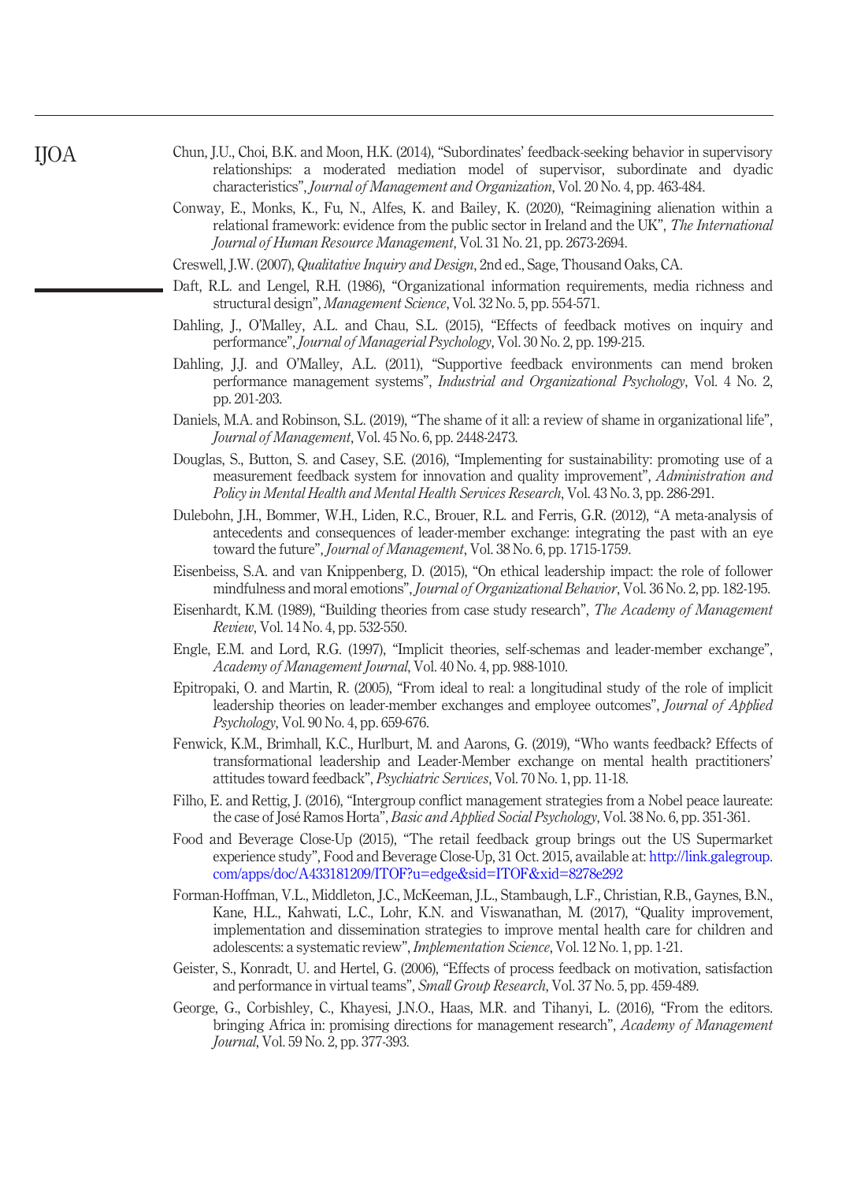Chun, J.U., Choi, B.K. and Moon, H.K. (2014), "Subordinates' feedback-seeking behavior in supervisory relationships: a moderated mediation model of supervisor, subordinate and dyadic characteristics", *Journal of Management and Organization*, Vol. 20 No. 4, pp. 463-484.

Conway, E., Monks, K., Fu, N., Alfes, K. and Bailey, K. (2020), "Reimagining alienation within a relational framework: evidence from the public sector in Ireland and the UK", *The International Journal of Human Resource Management*, Vol. 31 No. 21, pp. 2673-2694.

Creswell, J.W. (2007), *Qualitative Inquiry and Design*, 2nd ed., Sage, Thousand Oaks, CA.

Daft, R.L. and Lengel, R.H. (1986), "Organizational information requirements, media richness and structural design", *Management Science*, Vol. 32 No. 5, pp. 554-571.

Dahling, J., O'Malley, A.L. and Chau, S.L. (2015), "Effects of feedback motives on inquiry and performance", *Journal of Managerial Psychology*, Vol. 30 No. 2, pp. 199-215.

Dahling, J.J. and O'Malley, A.L. (2011), "Supportive feedback environments can mend broken performance management systems", *Industrial and Organizational Psychology*, Vol. 4 No. 2, pp. 201-203.

Daniels, M.A. and Robinson, S.L. (2019), "The shame of it all: a review of shame in organizational life", *Journal of Management*, Vol. 45 No. 6, pp. 2448-2473.

Douglas, S., Button, S. and Casey, S.E. (2016), "Implementing for sustainability: promoting use of a measurement feedback system for innovation and quality improvement", *Administration and Policy in Mental Health and Mental Health Services Research*, Vol. 43 No. 3, pp. 286-291.

Dulebohn, J.H., Bommer, W.H., Liden, R.C., Brouer, R.L. and Ferris, G.R. (2012), "A meta-analysis of antecedents and consequences of leader-member exchange: integrating the past with an eye toward the future", *Journal of Management*, Vol. 38 No. 6, pp. 1715-1759.

Eisenbeiss, S.A. and van Knippenberg, D. (2015), "On ethical leadership impact: the role of follower mindfulness and moral emotions", *Journal of Organizational Behavior*, Vol. 36 No. 2, pp. 182-195.

Eisenhardt, K.M. (1989), "Building theories from case study research", *The Academy of Management Review*, Vol. 14 No. 4, pp. 532-550.

Engle, E.M. and Lord, R.G. (1997), "Implicit theories, self-schemas and leader-member exchange", *Academy of Management Journal*, Vol. 40 No. 4, pp. 988-1010.

Epitropaki, O. and Martin, R. (2005), "From ideal to real: a longitudinal study of the role of implicit leadership theories on leader-member exchanges and employee outcomes", *Journal of Applied Psychology*, Vol. 90 No. 4, pp. 659-676.

Fenwick, K.M., Brimhall, K.C., Hurlburt, M. and Aarons, G. (2019), "Who wants feedback? Effects of transformational leadership and Leader-Member exchange on mental health practitioners' attitudes toward feedback", *Psychiatric Services*, Vol. 70 No. 1, pp. 11-18.

Filho, E. and Rettig, J. (2016), "Intergroup conflict management strategies from a Nobel peace laureate: the case of José Ramos Horta", *Basic and Applied Social Psychology*, Vol. 38 No. 6, pp. 351-361.

Food and Beverage Close-Up (2015), "The retail feedback group brings out the US Supermarket experience study", Food and Beverage Close-Up, 31 Oct. 2015, available at: http://link.galegroup.com/apps/doc/A433181209/ITOF?u=edge&sid=ITOF&xid=8278e292

Forman-Hoffman, V.L., Middleton, J.C., McKeeman, J.L., Stambaugh, L.F., Christian, R.B., Gaynes, B.N., Kane, H.L., Kahwati, L.C., Lohr, K.N. and Viswanathan, M. (2017), "Quality improvement, implementation and dissemination strategies to improve mental health care for children and adolescents: a systematic review", *Implementation Science*, Vol. 12 No. 1, pp. 1-21.

Geister, S., Konradt, U. and Hertel, G. (2006), "Effects of process feedback on motivation, satisfaction and performance in virtual teams", *Small Group Research*, Vol. 37 No. 5, pp. 459-489.

George, G., Corbishley, C., Khayesi, J.N.O., Haas, M.R. and Tihanyi, L. (2016), "From the editors. bringing Africa in: promising directions for management research", *Academy of Management Journal*, Vol. 59 No. 2, pp. 377-393.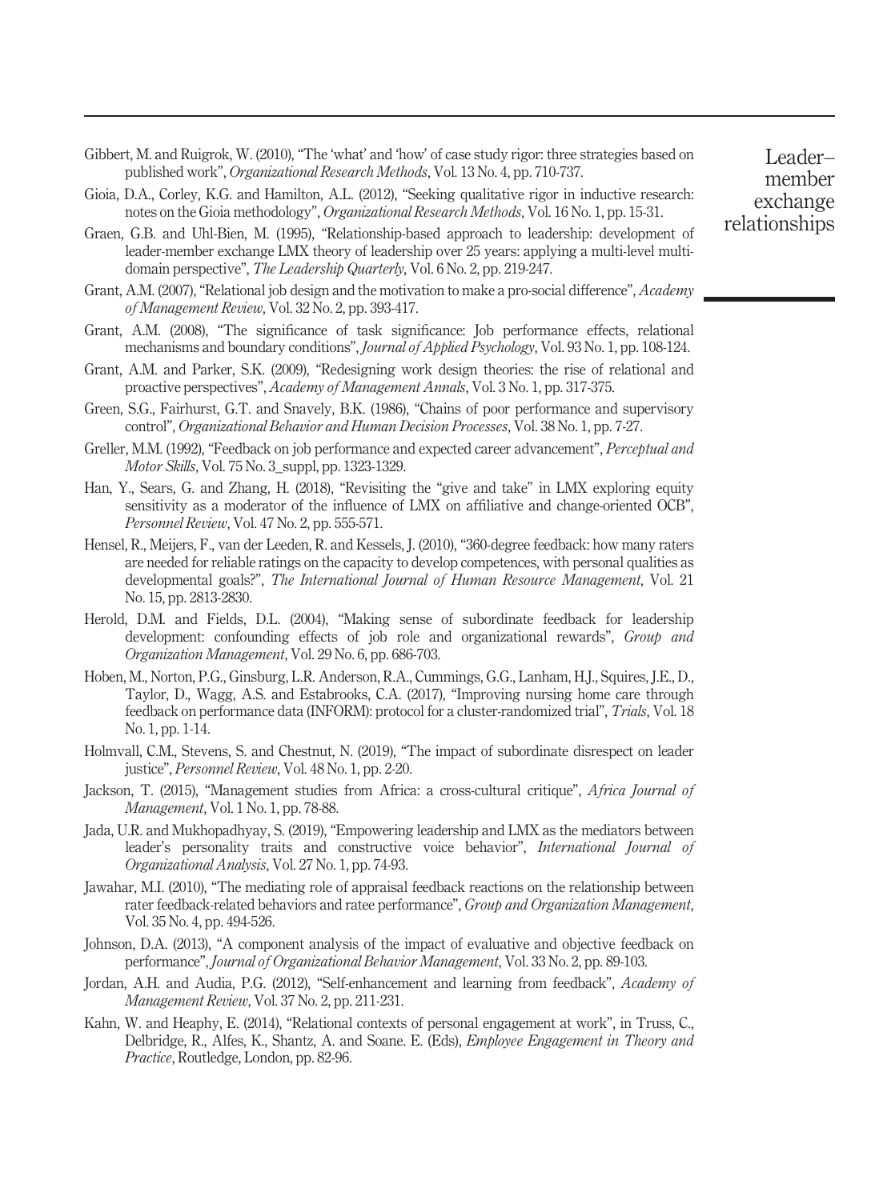Gibbert, M. and Ruigrok, W. (2010), "The 'what' and 'how' of case study rigor: three strategies based on published work", *Organizational Research Methods*, Vol. 13 No. 4, pp. 710-737.

Gioia, D.A., Corley, K.G. and Hamilton, A.L. (2012), "Seeking qualitative rigor in inductive research: notes on the Gioia methodology", *Organizational Research Methods*, Vol. 16 No. 1, pp. 15-31.

Graen, G.B. and Uhl-Bien, M. (1995), "Relationship-based approach to leadership: development of leader-member exchange LMX theory of leadership over 25 years: applying a multi-level multi-domain perspective", *The Leadership Quarterly*, Vol. 6 No. 2, pp. 219-247.

Grant, A.M. (2007), "Relational job design and the motivation to make a pro-social difference", *Academy of Management Review*, Vol. 32 No. 2, pp. 393-417.

Grant, A.M. (2008), "The significance of task significance: Job performance effects, relational mechanisms and boundary conditions", *Journal of Applied Psychology*, Vol. 93 No. 1, pp. 108-124.

Grant, A.M. and Parker, S.K. (2009), "Redesigning work design theories: the rise of relational and proactive perspectives", *Academy of Management Annals*, Vol. 3 No. 1, pp. 317-375.

Green, S.G., Fairhurst, G.T. and Snavely, B.K. (1986), "Chains of poor performance and supervisory control", *Organizational Behavior and Human Decision Processes*, Vol. 38 No. 1, pp. 7-27.

Greller, M.M. (1992), "Feedback on job performance and expected career advancement", *Perceptual and Motor Skills*, Vol. 75 No. 3_suppl, pp. 1323-1329.

Han, Y., Sears, G. and Zhang, H. (2018), "Revisiting the "give and take" in LMX exploring equity sensitivity as a moderator of the influence of LMX on affiliative and change-oriented OCB", *Personnel Review*, Vol. 47 No. 2, pp. 555-571.

Hensel, R., Meijers, F., van der Leeden, R. and Kessels, J. (2010), "360-degree feedback: how many raters are needed for reliable ratings on the capacity to develop competences, with personal qualities as developmental goals?", *The International Journal of Human Resource Management*, Vol. 21 No. 15, pp. 2813-2830.

Herold, D.M. and Fields, D.L. (2004), "Making sense of subordinate feedback for leadership development: confounding effects of job role and organizational rewards", *Group and Organization Management*, Vol. 29 No. 6, pp. 686-703.

Hoben, M., Norton, P.G., Ginsburg, L.R. Anderson, R.A., Cummings, G.G., Lanham, H.J., Squires, J.E., D., Taylor, D., Wagg, A.S. and Estabrooks, C.A. (2017), "Improving nursing home care through feedback on performance data (INFORM): protocol for a cluster-randomized trial", *Trials*, Vol. 18 No. 1, pp. 1-14.

Holmvall, C.M., Stevens, S. and Chestnut, N. (2019), "The impact of subordinate disrespect on leader justice", *Personnel Review*, Vol. 48 No. 1, pp. 2-20.

Jackson, T. (2015), "Management studies from Africa: a cross-cultural critique", *Africa Journal of Management*, Vol. 1 No. 1, pp. 78-88.

Jada, U.R. and Mukhopadhyay, S. (2019), "Empowering leadership and LMX as the mediators between leader's personality traits and constructive voice behavior", *International Journal of Organizational Analysis*, Vol. 27 No. 1, pp. 74-93.

Jawahar, M.I. (2010), "The mediating role of appraisal feedback reactions on the relationship between rater feedback-related behaviors and ratee performance", *Group and Organization Management*, Vol. 35 No. 4, pp. 494-526.

Johnson, D.A. (2013), "A component analysis of the impact of evaluative and objective feedback on performance", *Journal of Organizational Behavior Management*, Vol. 33 No. 2, pp. 89-103.

Jordan, A.H. and Audia, P.G. (2012), "Self-enhancement and learning from feedback", *Academy of Management Review*, Vol. 37 No. 2, pp. 211-231.

Kahn, W. and Heaphy, E. (2014), "Relational contexts of personal engagement at work", in Truss, C., Delbridge, R., Alfes, K., Shantz, A. and Soane. E. (Eds), *Employee Engagement in Theory and Practice*, Routledge, London, pp. 82-96.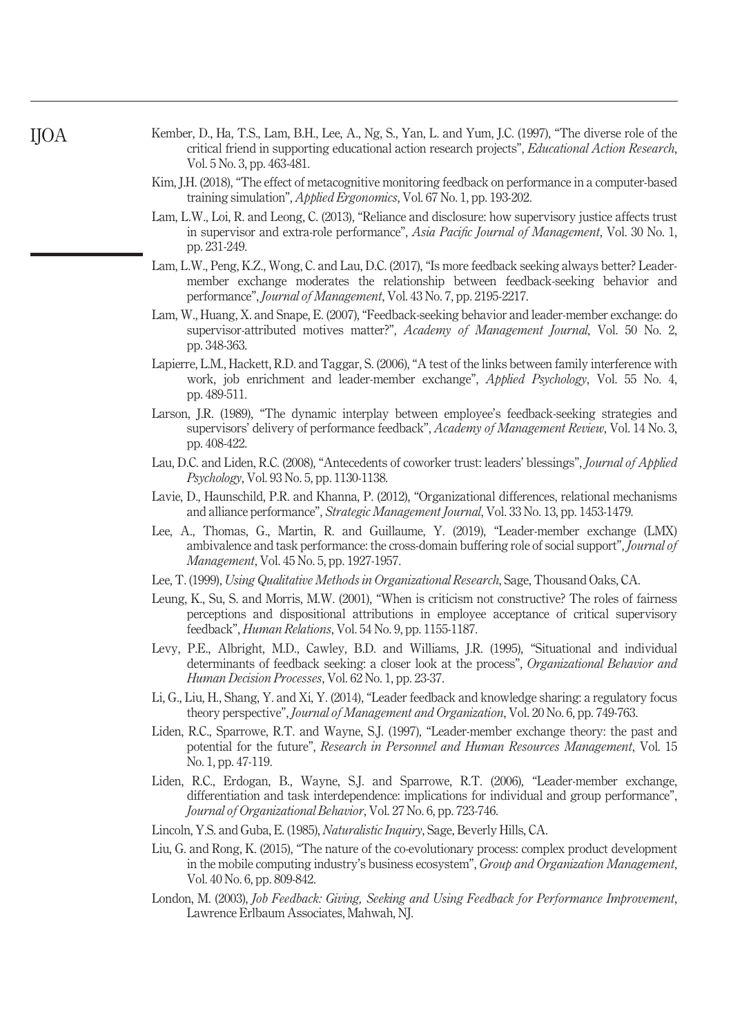Kember, D., Ha, T.S., Lam, B.H., Lee, A., Ng, S., Yan, L. and Yum, J.C. (1997), "The diverse role of the critical friend in supporting educational action research projects", *Educational Action Research*, Vol. 5 No. 3, pp. 463-481.

Kim, J.H. (2018), "The effect of metacognitive monitoring feedback on performance in a computer-based training simulation", *Applied Ergonomics*, Vol. 67 No. 1, pp. 193-202.

Lam, L.W., Loi, R. and Leong, C. (2013), "Reliance and disclosure: how supervisory justice affects trust in supervisor and extra-role performance", *Asia Pacific Journal of Management*, Vol. 30 No. 1, pp. 231-249.

Lam, L.W., Peng, K.Z., Wong, C. and Lau, D.C. (2017), "Is more feedback seeking always better? Leader-member exchange moderates the relationship between feedback-seeking behavior and performance", *Journal of Management*, Vol. 43 No. 7, pp. 2195-2217.

Lam, W., Huang, X. and Snape, E. (2007), "Feedback-seeking behavior and leader-member exchange: do supervisor-attributed motives matter?", *Academy of Management Journal*, Vol. 50 No. 2, pp. 348-363.

Lapierre, L.M., Hackett, R.D. and Taggar, S. (2006), "A test of the links between family interference with work, job enrichment and leader-member exchange", *Applied Psychology*, Vol. 55 No. 4, pp. 489-511.

Larson, J.R. (1989), "The dynamic interplay between employee's feedback-seeking strategies and supervisors' delivery of performance feedback", *Academy of Management Review*, Vol. 14 No. 3, pp. 408-422.

Lau, D.C. and Liden, R.C. (2008), "Antecedents of coworker trust: leaders' blessings", *Journal of Applied Psychology*, Vol. 93 No. 5, pp. 1130-1138.

Lavie, D., Haunschild, P.R. and Khanna, P. (2012), "Organizational differences, relational mechanisms and alliance performance", *Strategic Management Journal*, Vol. 33 No. 13, pp. 1453-1479.

Lee, A., Thomas, G., Martin, R. and Guillaume, Y. (2019), "Leader-member exchange (LMX) ambivalence and task performance: the cross-domain buffering role of social support", *Journal of Management*, Vol. 45 No. 5, pp. 1927-1957.

Lee, T. (1999), *Using Qualitative Methods in Organizational Research*, Sage, Thousand Oaks, CA.

Leung, K., Su, S. and Morris, M.W. (2001), "When is criticism not constructive? The roles of fairness perceptions and dispositional attributions in employee acceptance of critical supervisory feedback", *Human Relations*, Vol. 54 No. 9, pp. 1155-1187.

Levy, P.E., Albright, M.D., Cawley, B.D. and Williams, J.R. (1995), "Situational and individual determinants of feedback seeking: a closer look at the process", *Organizational Behavior and Human Decision Processes*, Vol. 62 No. 1, pp. 23-37.

Li, G., Liu, H., Shang, Y. and Xi, Y. (2014), "Leader feedback and knowledge sharing: a regulatory focus theory perspective", *Journal of Management and Organization*, Vol. 20 No. 6, pp. 749-763.

Liden, R.C., Sparrowe, R.T. and Wayne, S.J. (1997), "Leader-member exchange theory: the past and potential for the future", *Research in Personnel and Human Resources Management*, Vol. 15 No. 1, pp. 47-119.

Liden, R.C., Erdogan, B., Wayne, S.J. and Sparrowe, R.T. (2006), "Leader-member exchange, differentiation and task interdependence: implications for individual and group performance", *Journal of Organizational Behavior*, Vol. 27 No. 6, pp. 723-746.

Lincoln, Y.S. and Guba, E. (1985), *Naturalistic Inquiry*, Sage, Beverly Hills, CA.

Liu, G. and Rong, K. (2015), "The nature of the co-evolutionary process: complex product development in the mobile computing industry's business ecosystem", *Group and Organization Management*, Vol. 40 No. 6, pp. 809-842.

London, M. (2003), *Job Feedback: Giving, Seeking and Using Feedback for Performance Improvement*, Lawrence Erlbaum Associates, Mahwah, NJ.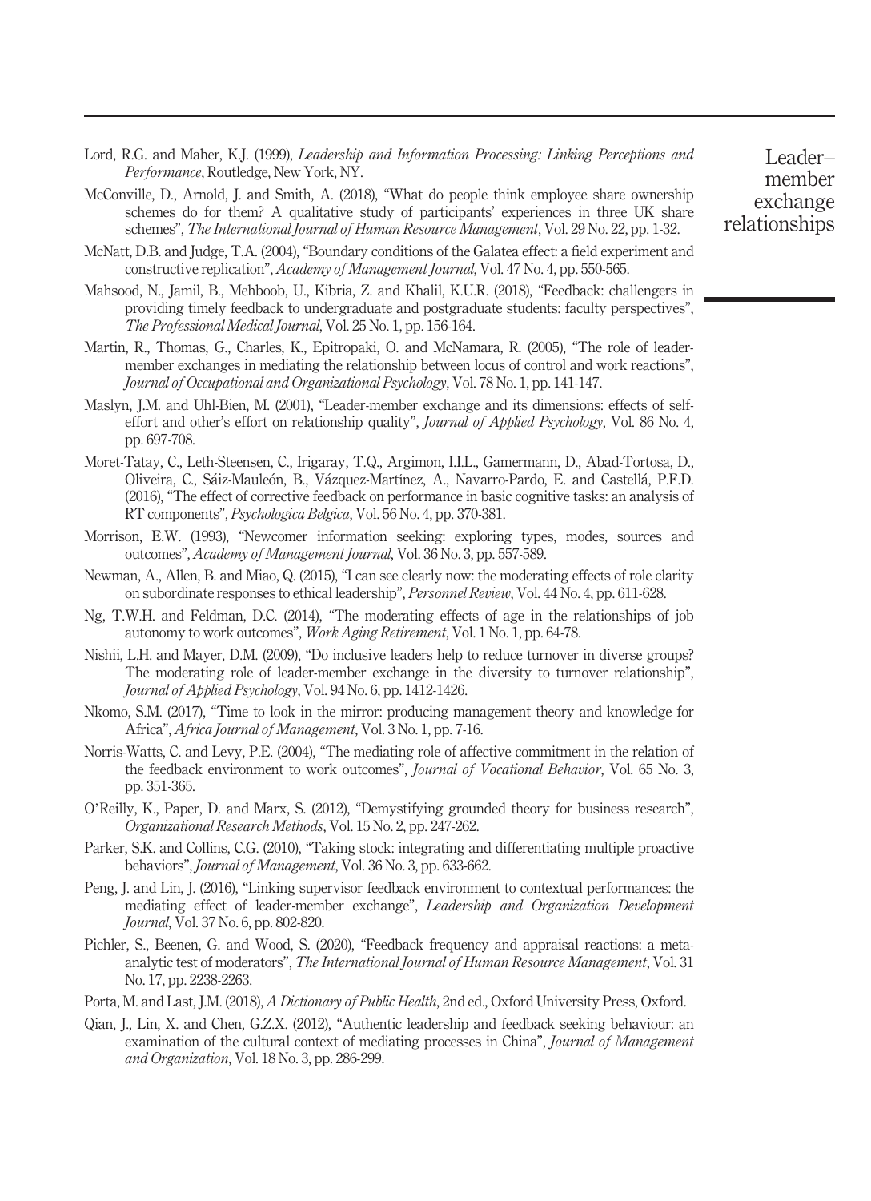Lord, R.G. and Maher, K.J. (1999), *Leadership and Information Processing: Linking Perceptions and Performance*, Routledge, New York, NY.

McConville, D., Arnold, J. and Smith, A. (2018), "What do people think employee share ownership schemes do for them? A qualitative study of participants' experiences in three UK share schemes", *The International Journal of Human Resource Management*, Vol. 29 No. 22, pp. 1-32.

McNatt, D.B. and Judge, T.A. (2004), "Boundary conditions of the Galatea effect: a field experiment and constructive replication", *Academy of Management Journal*, Vol. 47 No. 4, pp. 550-565.

Mahsood, N., Jamil, B., Mehboob, U., Kibria, Z. and Khalil, K.U.R. (2018), "Feedback: challengers in providing timely feedback to undergraduate and postgraduate students: faculty perspectives", *The Professional Medical Journal*, Vol. 25 No. 1, pp. 156-164.

Martin, R., Thomas, G., Charles, K., Epitropaki, O. and McNamara, R. (2005), "The role of leader-member exchanges in mediating the relationship between locus of control and work reactions", *Journal of Occupational and Organizational Psychology*, Vol. 78 No. 1, pp. 141-147.

Maslyn, J.M. and Uhl-Bien, M. (2001), "Leader-member exchange and its dimensions: effects of self-effort and other's effort on relationship quality", *Journal of Applied Psychology*, Vol. 86 No. 4, pp. 697-708.

Moret-Tatay, C., Leth-Steensen, C., Irigaray, T.Q., Argimon, I.I.L., Gamermann, D., Abad-Tortosa, D., Oliveira, C., Sáiz-Mauleón, B., Vázquez-Martínez, A., Navarro-Pardo, E. and Castellá, P.F.D. (2016), "The effect of corrective feedback on performance in basic cognitive tasks: an analysis of RT components", *Psychologica Belgica*, Vol. 56 No. 4, pp. 370-381.

Morrison, E.W. (1993), "Newcomer information seeking: exploring types, modes, sources and outcomes", *Academy of Management Journal*, Vol. 36 No. 3, pp. 557-589.

Newman, A., Allen, B. and Miao, Q. (2015), "I can see clearly now: the moderating effects of role clarity on subordinate responses to ethical leadership", *Personnel Review*, Vol. 44 No. 4, pp. 611-628.

Ng, T.W.H. and Feldman, D.C. (2014), "The moderating effects of age in the relationships of job autonomy to work outcomes", *Work Aging Retirement*, Vol. 1 No. 1, pp. 64-78.

Nishii, L.H. and Mayer, D.M. (2009), "Do inclusive leaders help to reduce turnover in diverse groups? The moderating role of leader-member exchange in the diversity to turnover relationship", *Journal of Applied Psychology*, Vol. 94 No. 6, pp. 1412-1426.

Nkomo, S.M. (2017), "Time to look in the mirror: producing management theory and knowledge for Africa", *Africa Journal of Management*, Vol. 3 No. 1, pp. 7-16.

Norris-Watts, C. and Levy, P.E. (2004), "The mediating role of affective commitment in the relation of the feedback environment to work outcomes", *Journal of Vocational Behavior*, Vol. 65 No. 3, pp. 351-365.

O'Reilly, K., Paper, D. and Marx, S. (2012), "Demystifying grounded theory for business research", *Organizational Research Methods*, Vol. 15 No. 2, pp. 247-262.

Parker, S.K. and Collins, C.G. (2010), "Taking stock: integrating and differentiating multiple proactive behaviors", *Journal of Management*, Vol. 36 No. 3, pp. 633-662.

Peng, J. and Lin, J. (2016), "Linking supervisor feedback environment to contextual performances: the mediating effect of leader-member exchange", *Leadership and Organization Development Journal*, Vol. 37 No. 6, pp. 802-820.

Pichler, S., Beenen, G. and Wood, S. (2020), "Feedback frequency and appraisal reactions: a meta-analytic test of moderators", *The International Journal of Human Resource Management*, Vol. 31 No. 17, pp. 2238-2263.

Porta, M. and Last, J.M. (2018), *A Dictionary of Public Health*, 2nd ed., Oxford University Press, Oxford.

Qian, J., Lin, X. and Chen, G.Z.X. (2012), "Authentic leadership and feedback seeking behaviour: an examination of the cultural context of mediating processes in China", *Journal of Management and Organization*, Vol. 18 No. 3, pp. 286-299.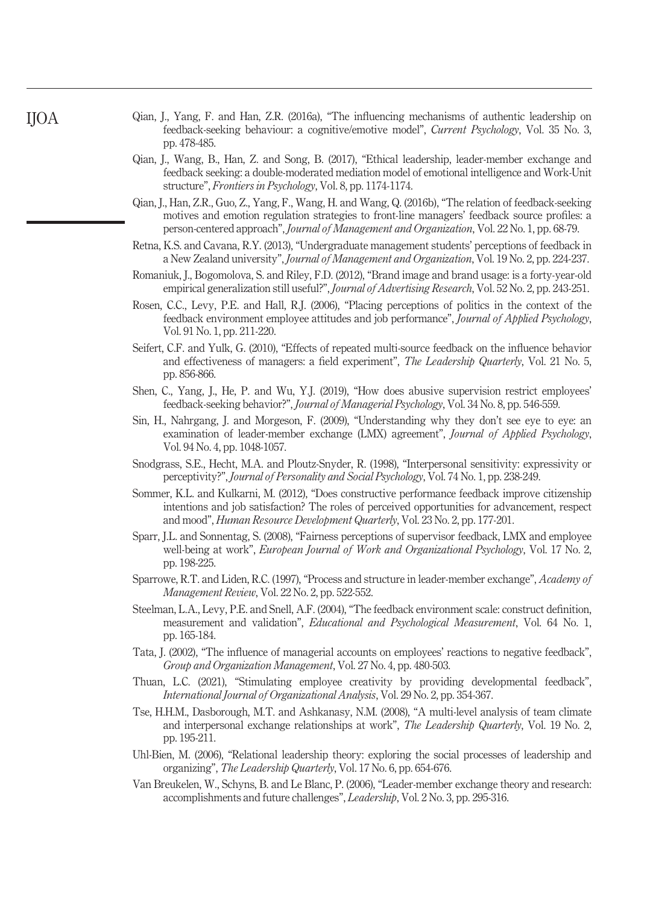Qian, J., Yang, F. and Han, Z.R. (2016a), "The influencing mechanisms of authentic leadership on feedback-seeking behaviour: a cognitive/emotive model", *Current Psychology*, Vol. 35 No. 3, pp. 478-485.

Qian, J., Wang, B., Han, Z. and Song, B. (2017), "Ethical leadership, leader-member exchange and feedback seeking: a double-moderated mediation model of emotional intelligence and Work-Unit structure", *Frontiers in Psychology*, Vol. 8, pp. 1174-1174.

Qian, J., Han, Z.R., Guo, Z., Yang, F., Wang, H. and Wang, Q. (2016b), "The relation of feedback-seeking motives and emotion regulation strategies to front-line managers' feedback source profiles: a person-centered approach", *Journal of Management and Organization*, Vol. 22 No. 1, pp. 68-79.

Retna, K.S. and Cavana, R.Y. (2013), "Undergraduate management students' perceptions of feedback in a New Zealand university", *Journal of Management and Organization*, Vol. 19 No. 2, pp. 224-237.

Romaniuk, J., Bogomolova, S. and Riley, F.D. (2012), "Brand image and brand usage: is a forty-year-old empirical generalization still useful?", *Journal of Advertising Research*, Vol. 52 No. 2, pp. 243-251.

Rosen, C.C., Levy, P.E. and Hall, R.J. (2006), "Placing perceptions of politics in the context of the feedback environment employee attitudes and job performance", *Journal of Applied Psychology*, Vol. 91 No. 1, pp. 211-220.

Seifert, C.F. and Yulk, G. (2010), "Effects of repeated multi-source feedback on the influence behavior and effectiveness of managers: a field experiment", *The Leadership Quarterly*, Vol. 21 No. 5, pp. 856-866.

Shen, C., Yang, J., He, P. and Wu, Y.J. (2019), "How does abusive supervision restrict employees' feedback-seeking behavior?", *Journal of Managerial Psychology*, Vol. 34 No. 8, pp. 546-559.

Sin, H., Nahrgang, J. and Morgeson, F. (2009), "Understanding why they don't see eye to eye: an examination of leader-member exchange (LMX) agreement", *Journal of Applied Psychology*, Vol. 94 No. 4, pp. 1048-1057.

Snodgrass, S.E., Hecht, M.A. and Ploutz-Snyder, R. (1998), "Interpersonal sensitivity: expressivity or perceptivity?", *Journal of Personality and Social Psychology*, Vol. 74 No. 1, pp. 238-249.

Sommer, K.L. and Kulkarni, M. (2012), "Does constructive performance feedback improve citizenship intentions and job satisfaction? The roles of perceived opportunities for advancement, respect and mood", *Human Resource Development Quarterly*, Vol. 23 No. 2, pp. 177-201.

Sparr, J.L. and Sonnentag, S. (2008), "Fairness perceptions of supervisor feedback, LMX and employee well-being at work", *European Journal of Work and Organizational Psychology*, Vol. 17 No. 2, pp. 198-225.

Sparrowe, R.T. and Liden, R.C. (1997), "Process and structure in leader-member exchange", *Academy of Management Review*, Vol. 22 No. 2, pp. 522-552.

Steelman, L.A., Levy, P.E. and Snell, A.F. (2004), "The feedback environment scale: construct definition, measurement and validation", *Educational and Psychological Measurement*, Vol. 64 No. 1, pp. 165-184.

Tata, J. (2002), "The influence of managerial accounts on employees' reactions to negative feedback", *Group and Organization Management*, Vol. 27 No. 4, pp. 480-503.

Thuan, L.C. (2021), "Stimulating employee creativity by providing developmental feedback", *International Journal of Organizational Analysis*, Vol. 29 No. 2, pp. 354-367.

Tse, H.H.M., Dasborough, M.T. and Ashkanasy, N.M. (2008), "A multi-level analysis of team climate and interpersonal exchange relationships at work", *The Leadership Quarterly*, Vol. 19 No. 2, pp. 195-211.

Uhl-Bien, M. (2006), "Relational leadership theory: exploring the social processes of leadership and organizing", *The Leadership Quarterly*, Vol. 17 No. 6, pp. 654-676.

Van Breukelen, W., Schyns, B. and Le Blanc, P. (2006), "Leader-member exchange theory and research: accomplishments and future challenges", *Leadership*, Vol. 2 No. 3, pp. 295-316.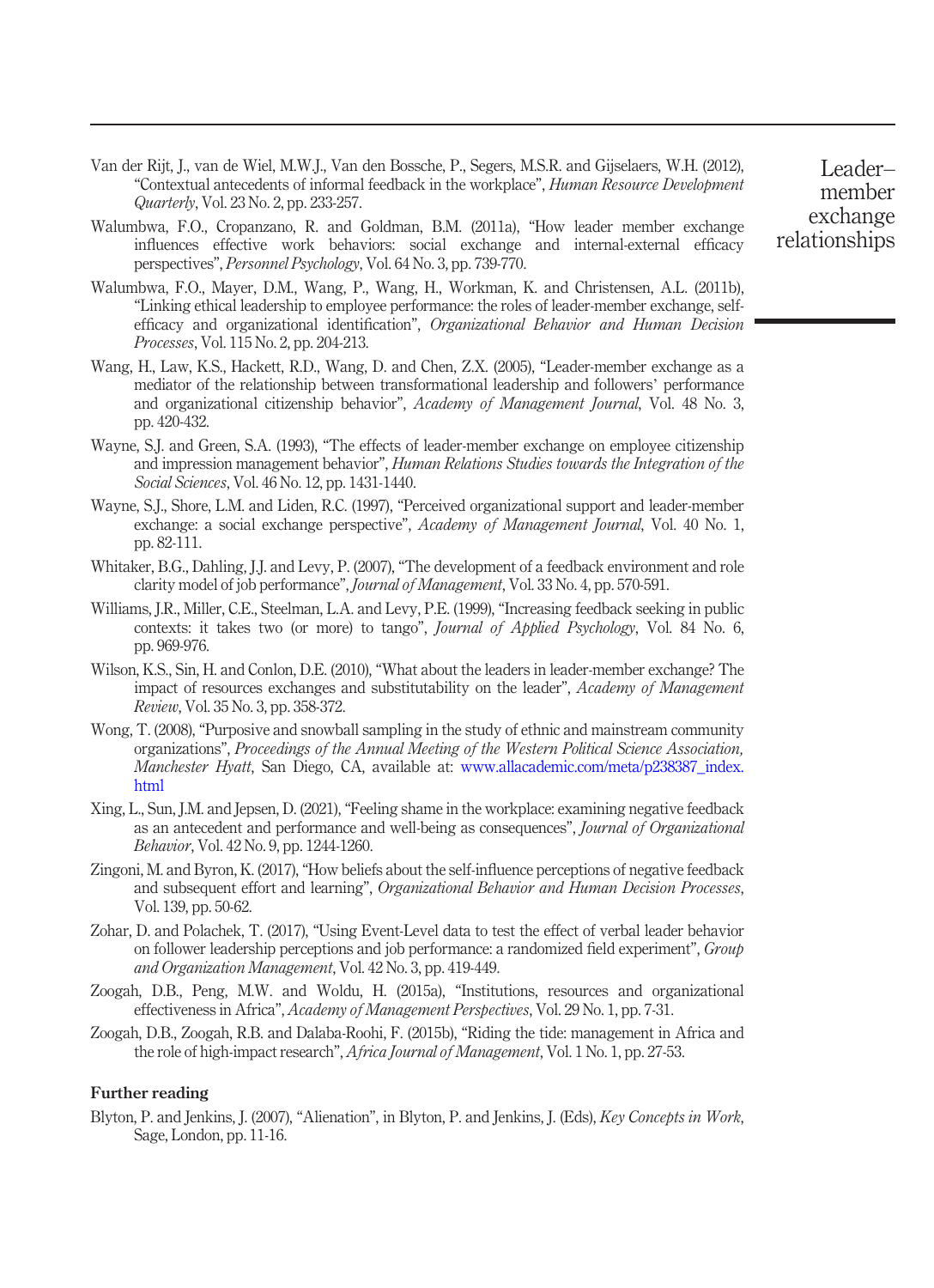Van der Rijt, J., van de Wiel, M.W.J., Van den Bossche, P., Segers, M.S.R. and Gijselaers, W.H. (2012), "Contextual antecedents of informal feedback in the workplace", *Human Resource Development Quarterly*, Vol. 23 No. 2, pp. 233-257.

Walumbwa, F.O., Cropanzano, R. and Goldman, B.M. (2011a), "How leader member exchange influences effective work behaviors: social exchange and internal-external efficacy perspectives", *Personnel Psychology*, Vol. 64 No. 3, pp. 739-770.

Walumbwa, F.O., Mayer, D.M., Wang, P., Wang, H., Workman, K. and Christensen, A.L. (2011b), "Linking ethical leadership to employee performance: the roles of leader-member exchange, self-efficacy and organizational identification", *Organizational Behavior and Human Decision Processes*, Vol. 115 No. 2, pp. 204-213.

Wang, H., Law, K.S., Hackett, R.D., Wang, D. and Chen, Z.X. (2005), "Leader-member exchange as a mediator of the relationship between transformational leadership and followers' performance and organizational citizenship behavior", *Academy of Management Journal*, Vol. 48 No. 3, pp. 420-432.

Wayne, S.J. and Green, S.A. (1993), "The effects of leader-member exchange on employee citizenship and impression management behavior", *Human Relations Studies towards the Integration of the Social Sciences*, Vol. 46 No. 12, pp. 1431-1440.

Wayne, S.J., Shore, L.M. and Liden, R.C. (1997), "Perceived organizational support and leader-member exchange: a social exchange perspective", *Academy of Management Journal*, Vol. 40 No. 1, pp. 82-111.

Whitaker, B.G., Dahling, J.J. and Levy, P. (2007), "The development of a feedback environment and role clarity model of job performance", *Journal of Management*, Vol. 33 No. 4, pp. 570-591.

Williams, J.R., Miller, C.E., Steelman, L.A. and Levy, P.E. (1999), "Increasing feedback seeking in public contexts: it takes two (or more) to tango", *Journal of Applied Psychology*, Vol. 84 No. 6, pp. 969-976.

Wilson, K.S., Sin, H. and Conlon, D.E. (2010), "What about the leaders in leader-member exchange? The impact of resources exchanges and substitutability on the leader", *Academy of Management Review*, Vol. 35 No. 3, pp. 358-372.

Wong, T. (2008), "Purposive and snowball sampling in the study of ethnic and mainstream community organizations", *Proceedings of the Annual Meeting of the Western Political Science Association, Manchester Hyatt*, San Diego, CA, available at: www.allacademic.com/meta/p238387_index.html

Xing, L., Sun, J.M. and Jepsen, D. (2021), "Feeling shame in the workplace: examining negative feedback as an antecedent and performance and well-being as consequences", *Journal of Organizational Behavior*, Vol. 42 No. 9, pp. 1244-1260.

Zingoni, M. and Byron, K. (2017), "How beliefs about the self-influence perceptions of negative feedback and subsequent effort and learning", *Organizational Behavior and Human Decision Processes*, Vol. 139, pp. 50-62.

Zohar, D. and Polachek, T. (2017), "Using Event-Level data to test the effect of verbal leader behavior on follower leadership perceptions and job performance: a randomized field experiment", *Group and Organization Management*, Vol. 42 No. 3, pp. 419-449.

Zoogah, D.B., Peng, M.W. and Woldu, H. (2015a), "Institutions, resources and organizational effectiveness in Africa", *Academy of Management Perspectives*, Vol. 29 No. 1, pp. 7-31.

Zoogah, D.B., Zoogah, R.B. and Dalaba-Roohi, F. (2015b), "Riding the tide: management in Africa and the role of high-impact research", *Africa Journal of Management*, Vol. 1 No. 1, pp. 27-53.

## Further reading

Blyton, P. and Jenkins, J. (2007), "Alienation", in Blyton, P. and Jenkins, J. (Eds), *Key Concepts in Work*, Sage, London, pp. 11-16.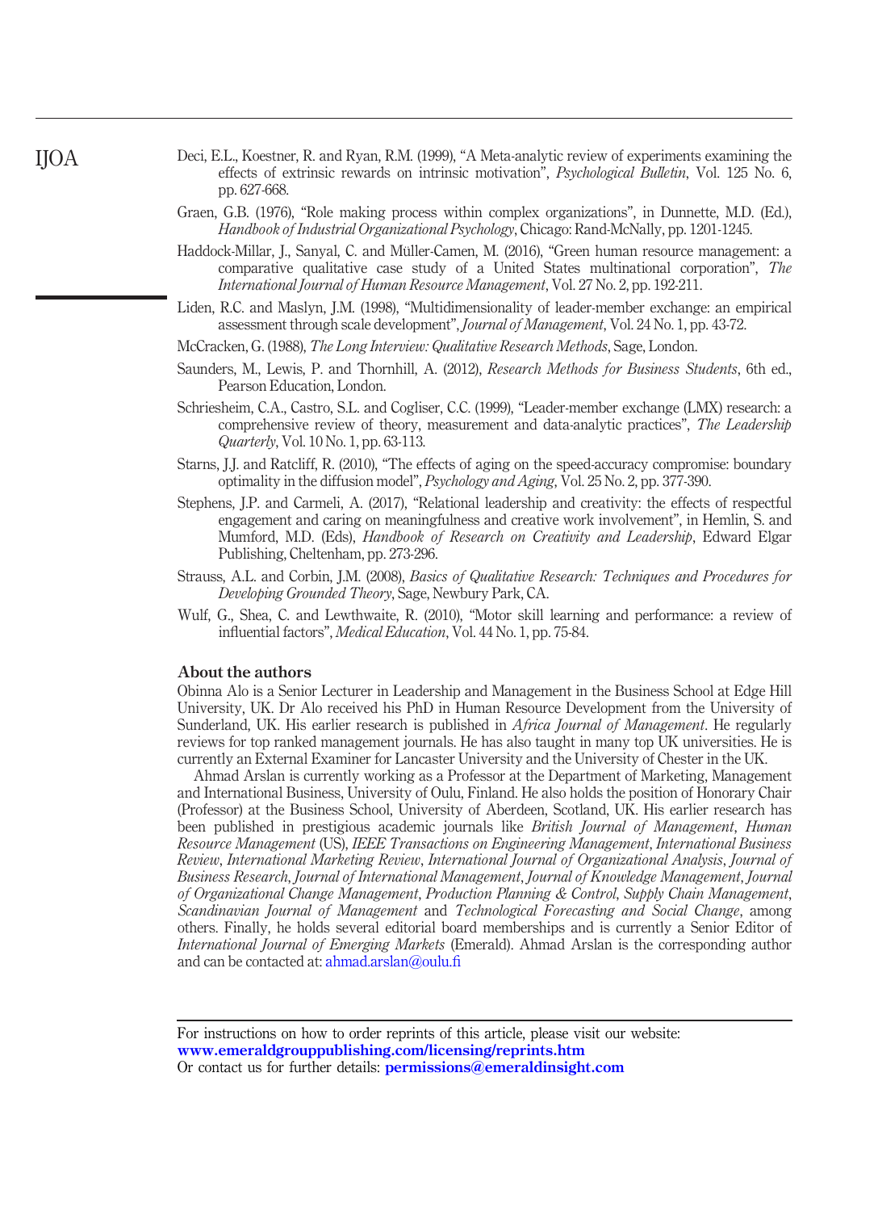Deci, E.L., Koestner, R. and Ryan, R.M. (1999), "A Meta-analytic review of experiments examining the effects of extrinsic rewards on intrinsic motivation", *Psychological Bulletin*, Vol. 125 No. 6, pp. 627-668.

Graen, G.B. (1976), "Role making process within complex organizations", in Dunnette, M.D. (Ed.), *Handbook of Industrial Organizational Psychology*, Chicago: Rand-McNally, pp. 1201-1245.

Haddock-Millar, J., Sanyal, C. and Müller-Camen, M. (2016), "Green human resource management: a comparative qualitative case study of a United States multinational corporation", *The International Journal of Human Resource Management*, Vol. 27 No. 2, pp. 192-211.

Liden, R.C. and Maslyn, J.M. (1998), "Multidimensionality of leader-member exchange: an empirical assessment through scale development", *Journal of Management*, Vol. 24 No. 1, pp. 43-72.

McCracken, G. (1988), *The Long Interview: Qualitative Research Methods*, Sage, London.

Saunders, M., Lewis, P. and Thornhill, A. (2012), *Research Methods for Business Students*, 6th ed., Pearson Education, London.

Schriesheim, C.A., Castro, S.L. and Cogliser, C.C. (1999), "Leader-member exchange (LMX) research: a comprehensive review of theory, measurement and data-analytic practices", *The Leadership Quarterly*, Vol. 10 No. 1, pp. 63-113.

Starns, J.J. and Ratcliff, R. (2010), "The effects of aging on the speed-accuracy compromise: boundary optimality in the diffusion model", *Psychology and Aging*, Vol. 25 No. 2, pp. 377-390.

Stephens, J.P. and Carmeli, A. (2017), "Relational leadership and creativity: the effects of respectful engagement and caring on meaningfulness and creative work involvement", in Hemlin, S. and Mumford, M.D. (Eds), *Handbook of Research on Creativity and Leadership*, Edward Elgar Publishing, Cheltenham, pp. 273-296.

Strauss, A.L. and Corbin, J.M. (2008), *Basics of Qualitative Research: Techniques and Procedures for Developing Grounded Theory*, Sage, Newbury Park, CA.

Wulf, G., Shea, C. and Lewthwaite, R. (2010), "Motor skill learning and performance: a review of influential factors", *Medical Education*, Vol. 44 No. 1, pp. 75-84.

## About the authors

Obinna Alo is a Senior Lecturer in Leadership and Management in the Business School at Edge Hill University, UK. Dr Alo received his PhD in Human Resource Development from the University of Sunderland, UK. His earlier research is published in *Africa Journal of Management*. He regularly reviews for top ranked management journals. He has also taught in many top UK universities. He is currently an External Examiner for Lancaster University and the University of Chester in the UK.

Ahmad Arslan is currently working as a Professor at the Department of Marketing, Management and International Business, University of Oulu, Finland. He also holds the position of Honorary Chair (Professor) at the Business School, University of Aberdeen, Scotland, UK. His earlier research has been published in prestigious academic journals like *British Journal of Management*, *Human Resource Management* (US), *IEEE Transactions on Engineering Management*, *International Business Review*, *International Marketing Review*, *International Journal of Organizational Analysis*, *Journal of Business Research*, *Journal of International Management*, *Journal of Knowledge Management*, *Journal of Organizational Change Management*, *Production Planning & Control*, *Supply Chain Management*, *Scandinavian Journal of Management* and *Technological Forecasting and Social Change*, among others. Finally, he holds several editorial board memberships and is currently a Senior Editor of *International Journal of Emerging Markets* (Emerald). Ahmad Arslan is the corresponding author and can be contacted at: ahmad.arslan@oulu.fi

For instructions on how to order reprints of this article, please visit our website:
**www.emeraldgrouppublishing.com/licensing/reprints.htm**
Or contact us for further details: **permissions@emeraldinsight.com**